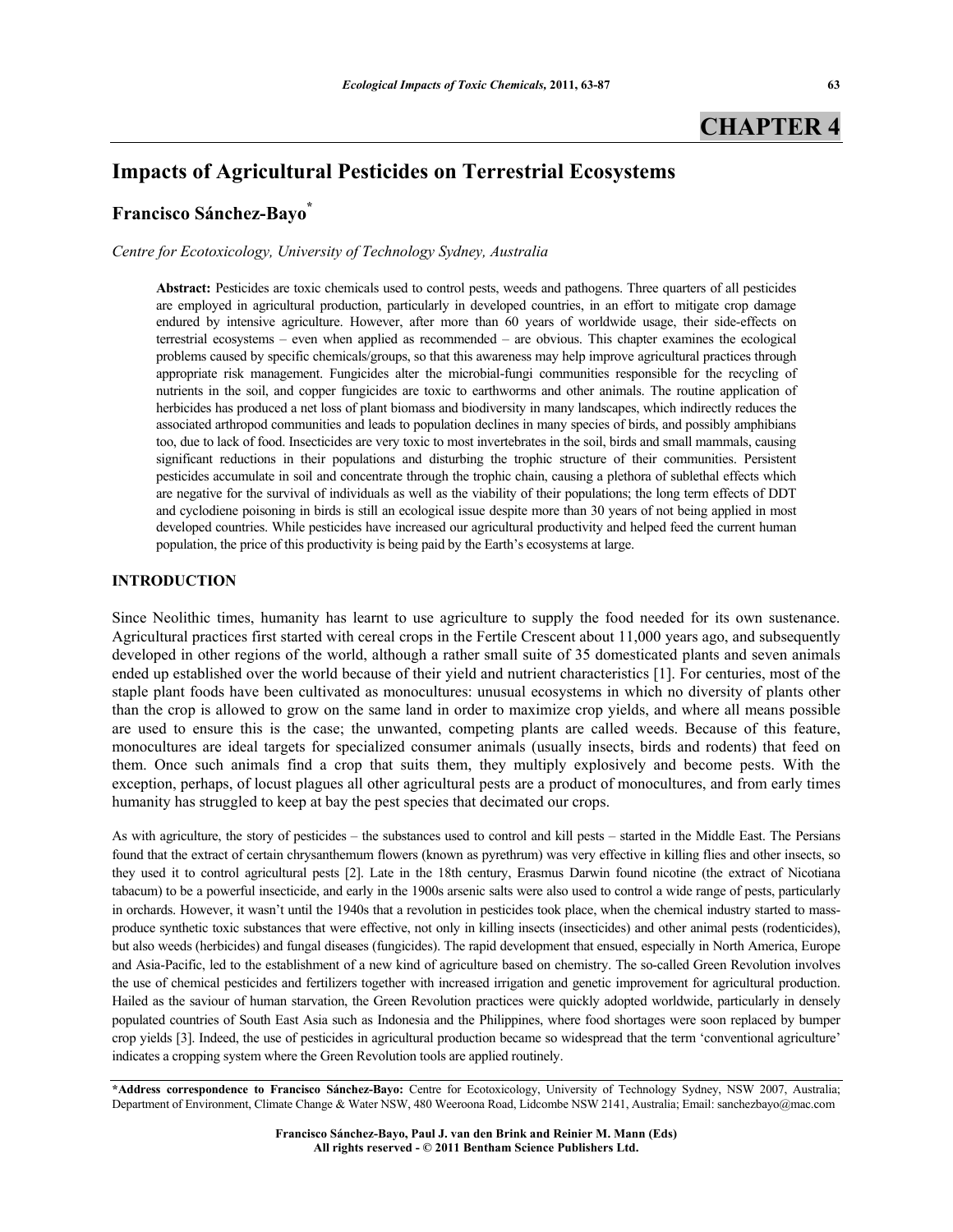# CHAPTER 4

## Impacts of Agricultural Pesticides on Terrestrial Ecosystems

**Francisco Sánchez-Bayo***

*Centre for Ecotoxicology, University of Technology Sydney, Australia*

**Abstract:** Pesticides are toxic chemicals used to control pests, weeds and pathogens. Three quarters of all pesticides are employed in agricultural production, particularly in developed countries, in an effort to mitigate crop damage endured by intensive agriculture. However, after more than 60 years of worldwide usage, their side-effects on terrestrial ecosystems – even when applied as recommended – are obvious. This chapter examines the ecological problems caused by specific chemicals/groups, so that this awareness may help improve agricultural practices through appropriate risk management. Fungicides alter the microbial-fungi communities responsible for the recycling of nutrients in the soil, and copper fungicides are toxic to earthworms and other animals. The routine application of herbicides has produced a net loss of plant biomass and biodiversity in many landscapes, which indirectly reduces the associated arthropod communities and leads to population declines in many species of birds, and possibly amphibians too, due to lack of food. Insecticides are very toxic to most invertebrates in the soil, birds and small mammals, causing significant reductions in their populations and disturbing the trophic structure of their communities. Persistent pesticides accumulate in soil and concentrate through the trophic chain, causing a plethora of sublethal effects which are negative for the survival of individuals as well as the viability of their populations; the long term effects of DDT and cyclodiene poisoning in birds is still an ecological issue despite more than 30 years of not being applied in most developed countries. While pesticides have increased our agricultural productivity and helped feed the current human population, the price of this productivity is being paid by the Earth's ecosystems at large.

## INTRODUCTION

Since Neolithic times, humanity has learnt to use agriculture to supply the food needed for its own sustenance. Agricultural practices first started with cereal crops in the Fertile Crescent about 11,000 years ago, and subsequently developed in other regions of the world, although a rather small suite of 35 domesticated plants and seven animals ended up established over the world because of their yield and nutrient characteristics [1]. For centuries, most of the staple plant foods have been cultivated as monocultures: unusual ecosystems in which no diversity of plants other than the crop is allowed to grow on the same land in order to maximize crop yields, and where all means possible are used to ensure this is the case; the unwanted, competing plants are called weeds. Because of this feature, monocultures are ideal targets for specialized consumer animals (usually insects, birds and rodents) that feed on them. Once such animals find a crop that suits them, they multiply explosively and become pests. With the exception, perhaps, of locust plagues all other agricultural pests are a product of monocultures, and from early times humanity has struggled to keep at bay the pest species that decimated our crops.

As with agriculture, the story of pesticides – the substances used to control and kill pests – started in the Middle East. The Persians found that the extract of certain chrysanthemum flowers (known as pyrethrum) was very effective in killing flies and other insects, so they used it to control agricultural pests [2]. Late in the 18th century, Erasmus Darwin found nicotine (the extract of Nicotiana tabacum) to be a powerful insecticide, and early in the 1900s arsenic salts were also used to control a wide range of pests, particularly in orchards. However, it wasn't until the 1940s that a revolution in pesticides took place, when the chemical industry started to mass-produce synthetic toxic substances that were effective, not only in killing insects (insecticides) and other animal pests (rodenticides), but also weeds (herbicides) and fungal diseases (fungicides). The rapid development that ensued, especially in North America, Europe and Asia-Pacific, led to the establishment of a new kind of agriculture based on chemistry. The so-called Green Revolution involves the use of chemical pesticides and fertilizers together with increased irrigation and genetic improvement for agricultural production. Hailed as the saviour of human starvation, the Green Revolution practices were quickly adopted worldwide, particularly in densely populated countries of South East Asia such as Indonesia and the Philippines, where food shortages were soon replaced by bumper crop yields [3]. Indeed, the use of pesticides in agricultural production became so widespread that the term 'conventional agriculture' indicates a cropping system where the Green Revolution tools are applied routinely.

**\*Address correspondence to Francisco Sánchez-Bayo:** Centre for Ecotoxicology, University of Technology Sydney, NSW 2007, Australia; Department of Environment, Climate Change & Water NSW, 480 Weeroona Road, Lidcombe NSW 2141, Australia; Email: sanchezbayo@mac.com

**Francisco Sánchez-Bayo, Paul J. van den Brink and Reinier M. Mann (Eds)**
**All rights reserved - © 2011 Bentham Science Publishers Ltd.**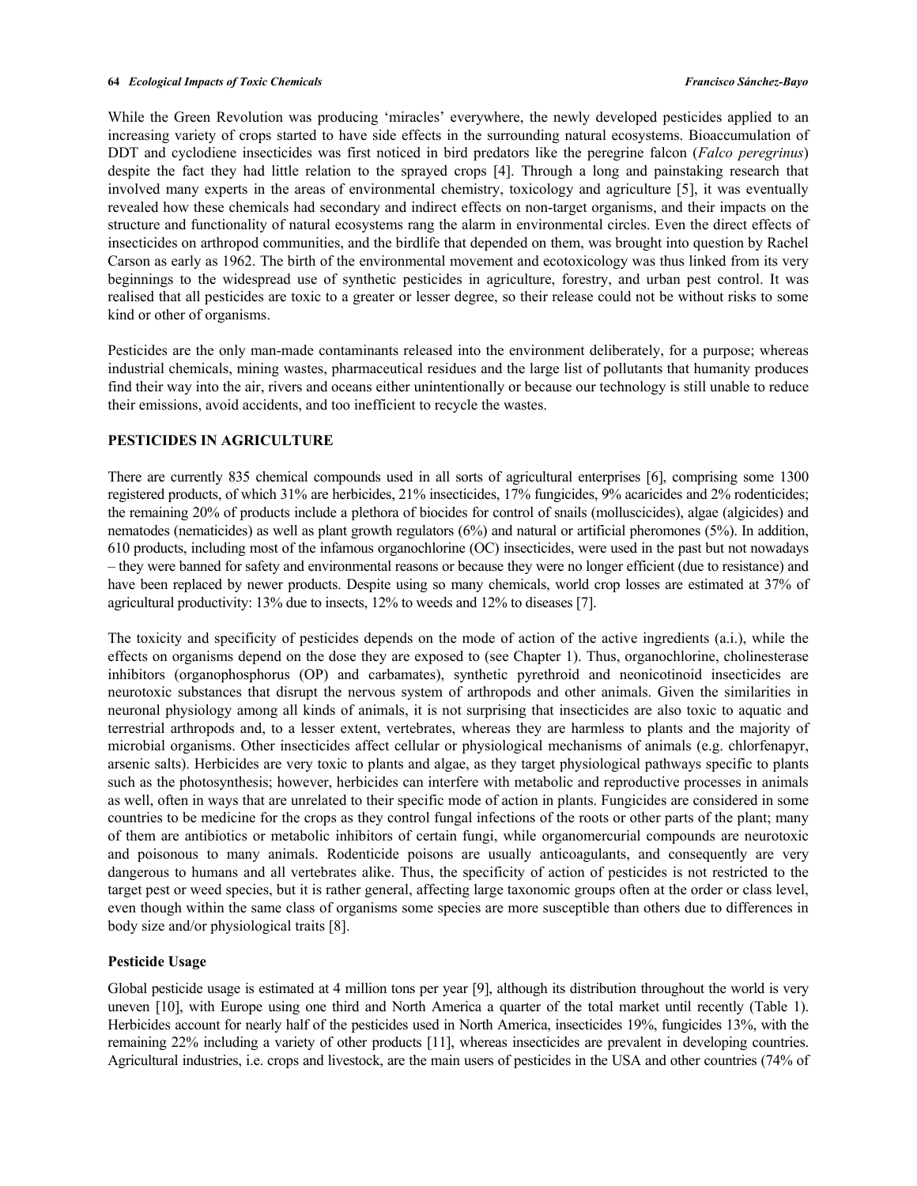While the Green Revolution was producing 'miracles' everywhere, the newly developed pesticides applied to an increasing variety of crops started to have side effects in the surrounding natural ecosystems. Bioaccumulation of DDT and cyclodiene insecticides was first noticed in bird predators like the peregrine falcon (*Falco peregrinus*) despite the fact they had little relation to the sprayed crops [4]. Through a long and painstaking research that involved many experts in the areas of environmental chemistry, toxicology and agriculture [5], it was eventually revealed how these chemicals had secondary and indirect effects on non-target organisms, and their impacts on the structure and functionality of natural ecosystems rang the alarm in environmental circles. Even the direct effects of insecticides on arthropod communities, and the birdlife that depended on them, was brought into question by Rachel Carson as early as 1962. The birth of the environmental movement and ecotoxicology was thus linked from its very beginnings to the widespread use of synthetic pesticides in agriculture, forestry, and urban pest control. It was realised that all pesticides are toxic to a greater or lesser degree, so their release could not be without risks to some kind or other of organisms.

Pesticides are the only man-made contaminants released into the environment deliberately, for a purpose; whereas industrial chemicals, mining wastes, pharmaceutical residues and the large list of pollutants that humanity produces find their way into the air, rivers and oceans either unintentionally or because our technology is still unable to reduce their emissions, avoid accidents, and too inefficient to recycle the wastes.

## PESTICIDES IN AGRICULTURE

There are currently 835 chemical compounds used in all sorts of agricultural enterprises [6], comprising some 1300 registered products, of which 31% are herbicides, 21% insecticides, 17% fungicides, 9% acaricides and 2% rodenticides; the remaining 20% of products include a plethora of biocides for control of snails (molluscicides), algae (algicides) and nematodes (nematicides) as well as plant growth regulators (6%) and natural or artificial pheromones (5%). In addition, 610 products, including most of the infamous organochlorine (OC) insecticides, were used in the past but not nowadays – they were banned for safety and environmental reasons or because they were no longer efficient (due to resistance) and have been replaced by newer products. Despite using so many chemicals, world crop losses are estimated at 37% of agricultural productivity: 13% due to insects, 12% to weeds and 12% to diseases [7].

The toxicity and specificity of pesticides depends on the mode of action of the active ingredients (a.i.), while the effects on organisms depend on the dose they are exposed to (see Chapter 1). Thus, organochlorine, cholinesterase inhibitors (organophosphorus (OP) and carbamates), synthetic pyrethroid and neonicotinoid insecticides are neurotoxic substances that disrupt the nervous system of arthropods and other animals. Given the similarities in neuronal physiology among all kinds of animals, it is not surprising that insecticides are also toxic to aquatic and terrestrial arthropods and, to a lesser extent, vertebrates, whereas they are harmless to plants and the majority of microbial organisms. Other insecticides affect cellular or physiological mechanisms of animals (e.g. chlorfenapyr, arsenic salts). Herbicides are very toxic to plants and algae, as they target physiological pathways specific to plants such as the photosynthesis; however, herbicides can interfere with metabolic and reproductive processes in animals as well, often in ways that are unrelated to their specific mode of action in plants. Fungicides are considered in some countries to be medicine for the crops as they control fungal infections of the roots or other parts of the plant; many of them are antibiotics or metabolic inhibitors of certain fungi, while organomercurial compounds are neurotoxic and poisonous to many animals. Rodenticide poisons are usually anticoagulants, and consequently are very dangerous to humans and all vertebrates alike. Thus, the specificity of action of pesticides is not restricted to the target pest or weed species, but it is rather general, affecting large taxonomic groups often at the order or class level, even though within the same class of organisms some species are more susceptible than others due to differences in body size and/or physiological traits [8].

### Pesticide Usage

Global pesticide usage is estimated at 4 million tons per year [9], although its distribution throughout the world is very uneven [10], with Europe using one third and North America a quarter of the total market until recently (Table 1). Herbicides account for nearly half of the pesticides used in North America, insecticides 19%, fungicides 13%, with the remaining 22% including a variety of other products [11], whereas insecticides are prevalent in developing countries. Agricultural industries, i.e. crops and livestock, are the main users of pesticides in the USA and other countries (74% of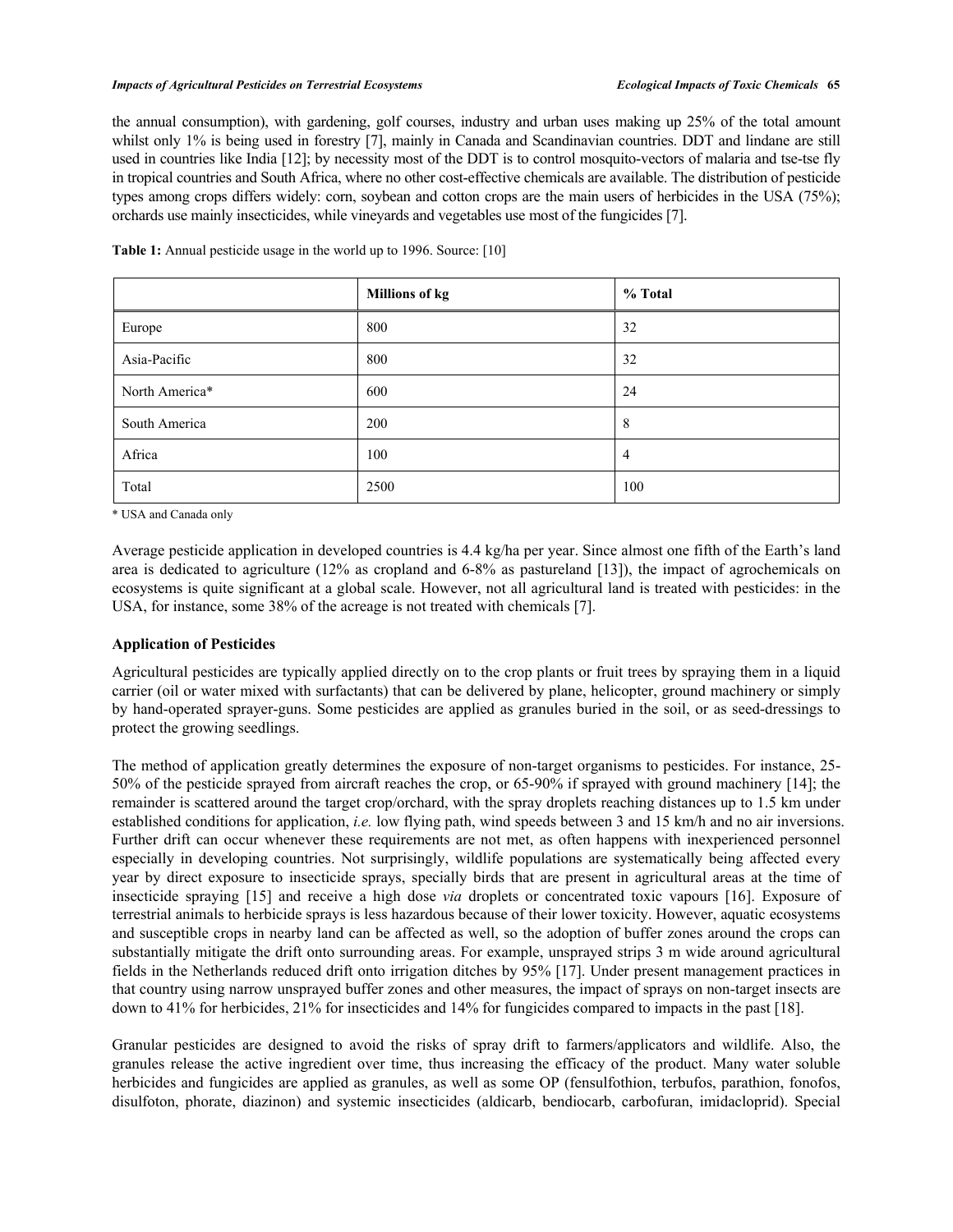the annual consumption), with gardening, golf courses, industry and urban uses making up 25% of the total amount whilst only 1% is being used in forestry [7], mainly in Canada and Scandinavian countries. DDT and lindane are still used in countries like India [12]; by necessity most of the DDT is to control mosquito-vectors of malaria and tse-tse fly in tropical countries and South Africa, where no other cost-effective chemicals are available. The distribution of pesticide types among crops differs widely: corn, soybean and cotton crops are the main users of herbicides in the USA (75%); orchards use mainly insecticides, while vineyards and vegetables use most of the fungicides [7].

**Table 1:** Annual pesticide usage in the world up to 1996. Source: [10]

| | **Millions of kg** | **% Total** |
|---|---|---|
| Europe | 800 | 32 |
| Asia-Pacific | 800 | 32 |
| North America* | 600 | 24 |
| South America | 200 | 8 |
| Africa | 100 | 4 |
| Total | 2500 | 100 |

\* USA and Canada only

Average pesticide application in developed countries is 4.4 kg/ha per year. Since almost one fifth of the Earth's land area is dedicated to agriculture (12% as cropland and 6-8% as pastureland [13]), the impact of agrochemicals on ecosystems is quite significant at a global scale. However, not all agricultural land is treated with pesticides: in the USA, for instance, some 38% of the acreage is not treated with chemicals [7].

## Application of Pesticides

Agricultural pesticides are typically applied directly on to the crop plants or fruit trees by spraying them in a liquid carrier (oil or water mixed with surfactants) that can be delivered by plane, helicopter, ground machinery or simply by hand-operated sprayer-guns. Some pesticides are applied as granules buried in the soil, or as seed-dressings to protect the growing seedlings.

The method of application greatly determines the exposure of non-target organisms to pesticides. For instance, 25-50% of the pesticide sprayed from aircraft reaches the crop, or 65-90% if sprayed with ground machinery [14]; the remainder is scattered around the target crop/orchard, with the spray droplets reaching distances up to 1.5 km under established conditions for application, *i.e.* low flying path, wind speeds between 3 and 15 km/h and no air inversions. Further drift can occur whenever these requirements are not met, as often happens with inexperienced personnel especially in developing countries. Not surprisingly, wildlife populations are systematically being affected every year by direct exposure to insecticide sprays, specially birds that are present in agricultural areas at the time of insecticide spraying [15] and receive a high dose *via* droplets or concentrated toxic vapours [16]. Exposure of terrestrial animals to herbicide sprays is less hazardous because of their lower toxicity. However, aquatic ecosystems and susceptible crops in nearby land can be affected as well, so the adoption of buffer zones around the crops can substantially mitigate the drift onto surrounding areas. For example, unsprayed strips 3 m wide around agricultural fields in the Netherlands reduced drift onto irrigation ditches by 95% [17]. Under present management practices in that country using narrow unsprayed buffer zones and other measures, the impact of sprays on non-target insects are down to 41% for herbicides, 21% for insecticides and 14% for fungicides compared to impacts in the past [18].

Granular pesticides are designed to avoid the risks of spray drift to farmers/applicators and wildlife. Also, the granules release the active ingredient over time, thus increasing the efficacy of the product. Many water soluble herbicides and fungicides are applied as granules, as well as some OP (fensulfothion, terbufos, parathion, fonofos, disulfoton, phorate, diazinon) and systemic insecticides (aldicarb, bendiocarb, carbofuran, imidacloprid). Special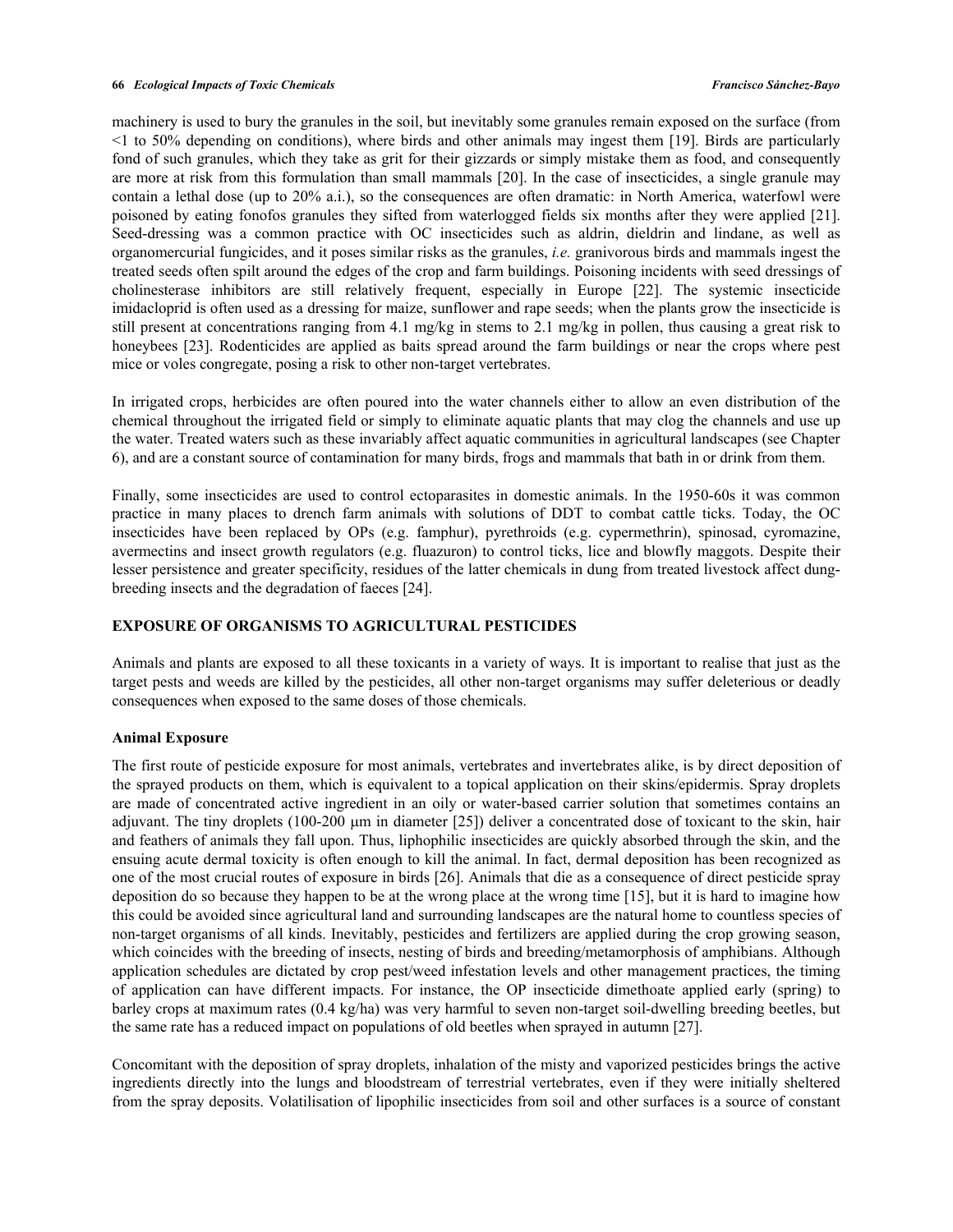machinery is used to bury the granules in the soil, but inevitably some granules remain exposed on the surface (from <1 to 50% depending on conditions), where birds and other animals may ingest them [19]. Birds are particularly fond of such granules, which they take as grit for their gizzards or simply mistake them as food, and consequently are more at risk from this formulation than small mammals [20]. In the case of insecticides, a single granule may contain a lethal dose (up to 20% a.i.), so the consequences are often dramatic: in North America, waterfowl were poisoned by eating fonofos granules they sifted from waterlogged fields six months after they were applied [21]. Seed-dressing was a common practice with OC insecticides such as aldrin, dieldrin and lindane, as well as organomercurial fungicides, and it poses similar risks as the granules, *i.e.* granivorous birds and mammals ingest the treated seeds often spilt around the edges of the crop and farm buildings. Poisoning incidents with seed dressings of cholinesterase inhibitors are still relatively frequent, especially in Europe [22]. The systemic insecticide imidacloprid is often used as a dressing for maize, sunflower and rape seeds; when the plants grow the insecticide is still present at concentrations ranging from 4.1 mg/kg in stems to 2.1 mg/kg in pollen, thus causing a great risk to honeybees [23]. Rodenticides are applied as baits spread around the farm buildings or near the crops where pest mice or voles congregate, posing a risk to other non-target vertebrates.

In irrigated crops, herbicides are often poured into the water channels either to allow an even distribution of the chemical throughout the irrigated field or simply to eliminate aquatic plants that may clog the channels and use up the water. Treated waters such as these invariably affect aquatic communities in agricultural landscapes (see Chapter 6), and are a constant source of contamination for many birds, frogs and mammals that bath in or drink from them.

Finally, some insecticides are used to control ectoparasites in domestic animals. In the 1950-60s it was common practice in many places to drench farm animals with solutions of DDT to combat cattle ticks. Today, the OC insecticides have been replaced by OPs (e.g. famphur), pyrethroids (e.g. cypermethrin), spinosad, cyromazine, avermectins and insect growth regulators (e.g. fluazuron) to control ticks, lice and blowfly maggots. Despite their lesser persistence and greater specificity, residues of the latter chemicals in dung from treated livestock affect dung-breeding insects and the degradation of faeces [24].

## EXPOSURE OF ORGANISMS TO AGRICULTURAL PESTICIDES

Animals and plants are exposed to all these toxicants in a variety of ways. It is important to realise that just as the target pests and weeds are killed by the pesticides, all other non-target organisms may suffer deleterious or deadly consequences when exposed to the same doses of those chemicals.

### Animal Exposure

The first route of pesticide exposure for most animals, vertebrates and invertebrates alike, is by direct deposition of the sprayed products on them, which is equivalent to a topical application on their skins/epidermis. Spray droplets are made of concentrated active ingredient in an oily or water-based carrier solution that sometimes contains an adjuvant. The tiny droplets (100-200 μm in diameter [25]) deliver a concentrated dose of toxicant to the skin, hair and feathers of animals they fall upon. Thus, liphophilic insecticides are quickly absorbed through the skin, and the ensuing acute dermal toxicity is often enough to kill the animal. In fact, dermal deposition has been recognized as one of the most crucial routes of exposure in birds [26]. Animals that die as a consequence of direct pesticide spray deposition do so because they happen to be at the wrong place at the wrong time [15], but it is hard to imagine how this could be avoided since agricultural land and surrounding landscapes are the natural home to countless species of non-target organisms of all kinds. Inevitably, pesticides and fertilizers are applied during the crop growing season, which coincides with the breeding of insects, nesting of birds and breeding/metamorphosis of amphibians. Although application schedules are dictated by crop pest/weed infestation levels and other management practices, the timing of application can have different impacts. For instance, the OP insecticide dimethoate applied early (spring) to barley crops at maximum rates (0.4 kg/ha) was very harmful to seven non-target soil-dwelling breeding beetles, but the same rate has a reduced impact on populations of old beetles when sprayed in autumn [27].

Concomitant with the deposition of spray droplets, inhalation of the misty and vaporized pesticides brings the active ingredients directly into the lungs and bloodstream of terrestrial vertebrates, even if they were initially sheltered from the spray deposits. Volatilisation of lipophilic insecticides from soil and other surfaces is a source of constant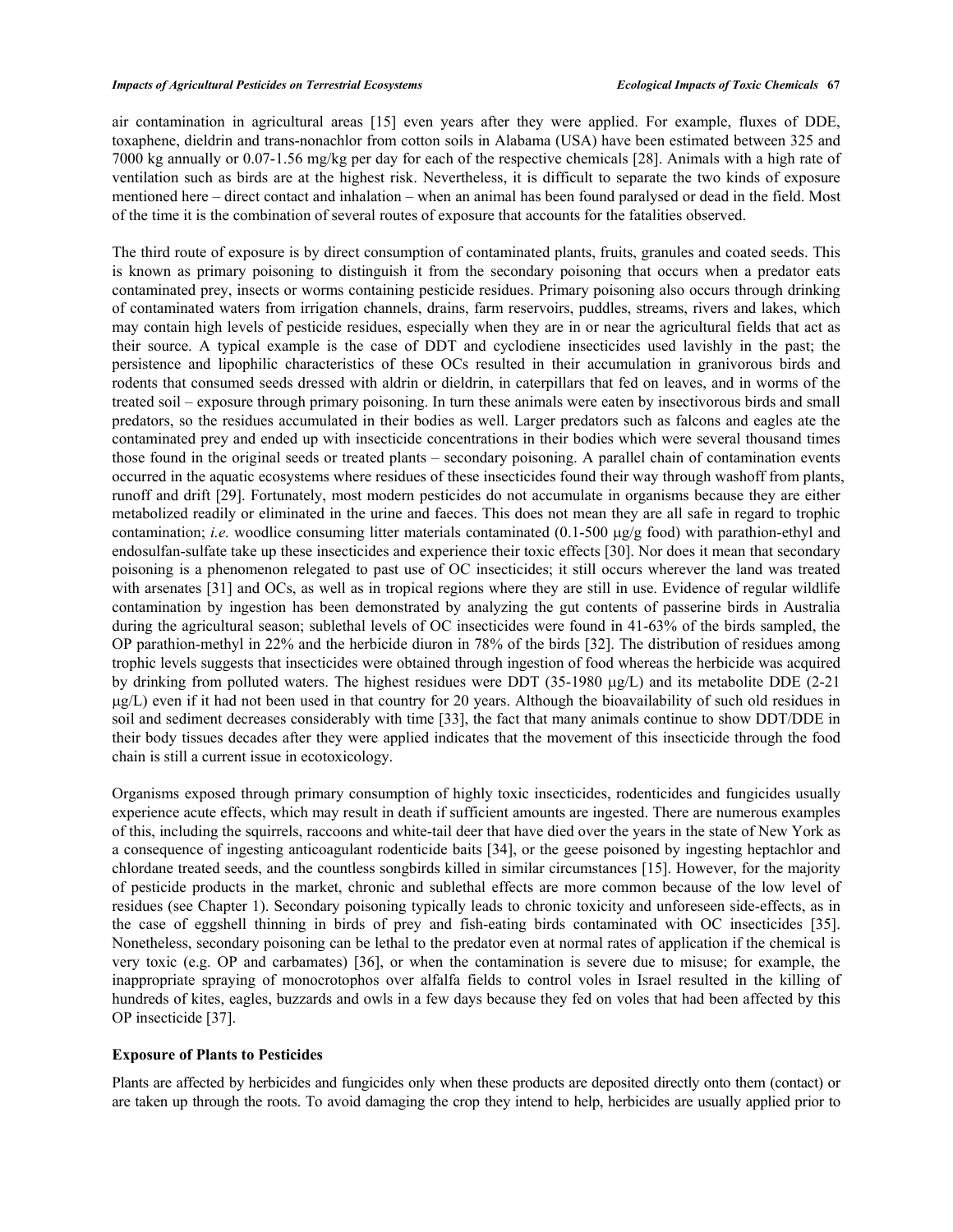air contamination in agricultural areas [15] even years after they were applied. For example, fluxes of DDE, toxaphene, dieldrin and trans-nonachlor from cotton soils in Alabama (USA) have been estimated between 325 and 7000 kg annually or 0.07-1.56 mg/kg per day for each of the respective chemicals [28]. Animals with a high rate of ventilation such as birds are at the highest risk. Nevertheless, it is difficult to separate the two kinds of exposure mentioned here – direct contact and inhalation – when an animal has been found paralysed or dead in the field. Most of the time it is the combination of several routes of exposure that accounts for the fatalities observed.

The third route of exposure is by direct consumption of contaminated plants, fruits, granules and coated seeds. This is known as primary poisoning to distinguish it from the secondary poisoning that occurs when a predator eats contaminated prey, insects or worms containing pesticide residues. Primary poisoning also occurs through drinking of contaminated waters from irrigation channels, drains, farm reservoirs, puddles, streams, rivers and lakes, which may contain high levels of pesticide residues, especially when they are in or near the agricultural fields that act as their source. A typical example is the case of DDT and cyclodiene insecticides used lavishly in the past; the persistence and lipophilic characteristics of these OCs resulted in their accumulation in granivorous birds and rodents that consumed seeds dressed with aldrin or dieldrin, in caterpillars that fed on leaves, and in worms of the treated soil – exposure through primary poisoning. In turn these animals were eaten by insectivorous birds and small predators, so the residues accumulated in their bodies as well. Larger predators such as falcons and eagles ate the contaminated prey and ended up with insecticide concentrations in their bodies which were several thousand times those found in the original seeds or treated plants – secondary poisoning. A parallel chain of contamination events occurred in the aquatic ecosystems where residues of these insecticides found their way through washoff from plants, runoff and drift [29]. Fortunately, most modern pesticides do not accumulate in organisms because they are either metabolized readily or eliminated in the urine and faeces. This does not mean they are all safe in regard to trophic contamination; *i.e.* woodlice consuming litter materials contaminated (0.1-500 μg/g food) with parathion-ethyl and endosulfan-sulfate take up these insecticides and experience their toxic effects [30]. Nor does it mean that secondary poisoning is a phenomenon relegated to past use of OC insecticides; it still occurs wherever the land was treated with arsenates [31] and OCs, as well as in tropical regions where they are still in use. Evidence of regular wildlife contamination by ingestion has been demonstrated by analyzing the gut contents of passerine birds in Australia during the agricultural season; sublethal levels of OC insecticides were found in 41-63% of the birds sampled, the OP parathion-methyl in 22% and the herbicide diuron in 78% of the birds [32]. The distribution of residues among trophic levels suggests that insecticides were obtained through ingestion of food whereas the herbicide was acquired by drinking from polluted waters. The highest residues were DDT (35-1980 μg/L) and its metabolite DDE (2-21 μg/L) even if it had not been used in that country for 20 years. Although the bioavailability of such old residues in soil and sediment decreases considerably with time [33], the fact that many animals continue to show DDT/DDE in their body tissues decades after they were applied indicates that the movement of this insecticide through the food chain is still a current issue in ecotoxicology.

Organisms exposed through primary consumption of highly toxic insecticides, rodenticides and fungicides usually experience acute effects, which may result in death if sufficient amounts are ingested. There are numerous examples of this, including the squirrels, raccoons and white-tail deer that have died over the years in the state of New York as a consequence of ingesting anticoagulant rodenticide baits [34], or the geese poisoned by ingesting heptachlor and chlordane treated seeds, and the countless songbirds killed in similar circumstances [15]. However, for the majority of pesticide products in the market, chronic and sublethal effects are more common because of the low level of residues (see Chapter 1). Secondary poisoning typically leads to chronic toxicity and unforeseen side-effects, as in the case of eggshell thinning in birds of prey and fish-eating birds contaminated with OC insecticides [35]. Nonetheless, secondary poisoning can be lethal to the predator even at normal rates of application if the chemical is very toxic (e.g. OP and carbamates) [36], or when the contamination is severe due to misuse; for example, the inappropriate spraying of monocrotophos over alfalfa fields to control voles in Israel resulted in the killing of hundreds of kites, eagles, buzzards and owls in a few days because they fed on voles that had been affected by this OP insecticide [37].

### Exposure of Plants to Pesticides

Plants are affected by herbicides and fungicides only when these products are deposited directly onto them (contact) or are taken up through the roots. To avoid damaging the crop they intend to help, herbicides are usually applied prior to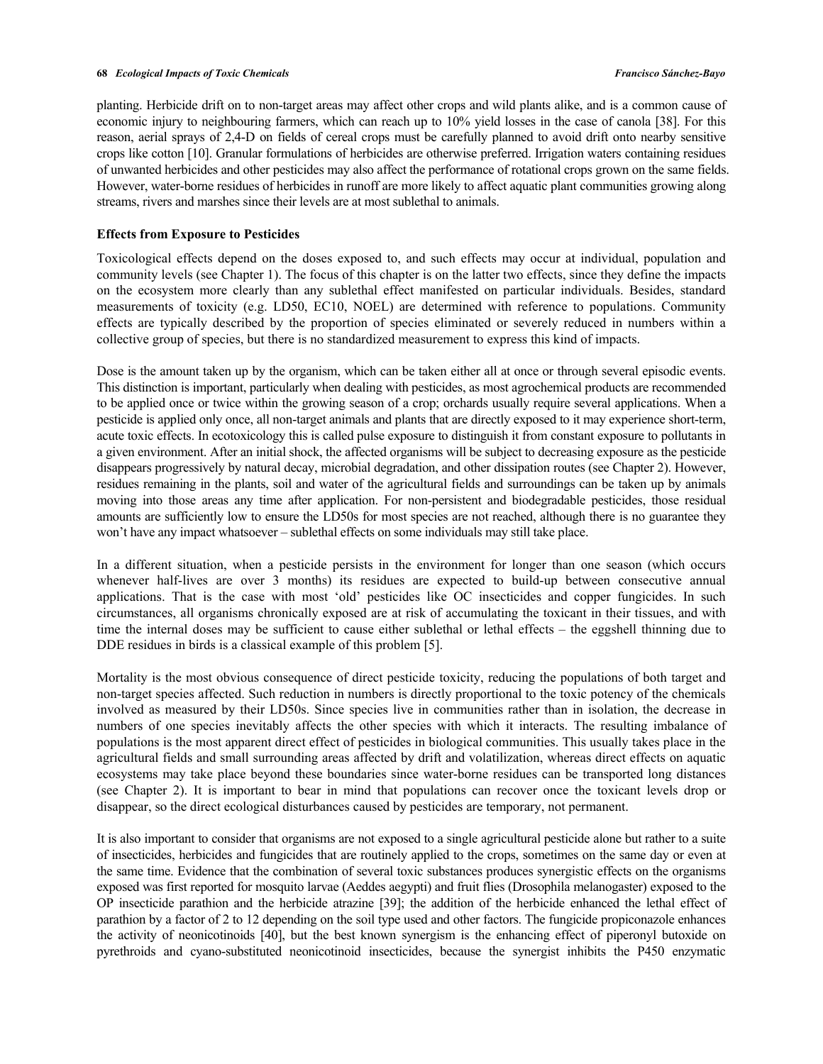planting. Herbicide drift on to non-target areas may affect other crops and wild plants alike, and is a common cause of economic injury to neighbouring farmers, which can reach up to 10% yield losses in the case of canola [38]. For this reason, aerial sprays of 2,4-D on fields of cereal crops must be carefully planned to avoid drift onto nearby sensitive crops like cotton [10]. Granular formulations of herbicides are otherwise preferred. Irrigation waters containing residues of unwanted herbicides and other pesticides may also affect the performance of rotational crops grown on the same fields. However, water-borne residues of herbicides in runoff are more likely to affect aquatic plant communities growing along streams, rivers and marshes since their levels are at most sublethal to animals.

**Effects from Exposure to Pesticides**

Toxicological effects depend on the doses exposed to, and such effects may occur at individual, population and community levels (see Chapter 1). The focus of this chapter is on the latter two effects, since they define the impacts on the ecosystem more clearly than any sublethal effect manifested on particular individuals. Besides, standard measurements of toxicity (e.g. LD50, EC10, NOEL) are determined with reference to populations. Community effects are typically described by the proportion of species eliminated or severely reduced in numbers within a collective group of species, but there is no standardized measurement to express this kind of impacts.

Dose is the amount taken up by the organism, which can be taken either all at once or through several episodic events. This distinction is important, particularly when dealing with pesticides, as most agrochemical products are recommended to be applied once or twice within the growing season of a crop; orchards usually require several applications. When a pesticide is applied only once, all non-target animals and plants that are directly exposed to it may experience short-term, acute toxic effects. In ecotoxicology this is called pulse exposure to distinguish it from constant exposure to pollutants in a given environment. After an initial shock, the affected organisms will be subject to decreasing exposure as the pesticide disappears progressively by natural decay, microbial degradation, and other dissipation routes (see Chapter 2). However, residues remaining in the plants, soil and water of the agricultural fields and surroundings can be taken up by animals moving into those areas any time after application. For non-persistent and biodegradable pesticides, those residual amounts are sufficiently low to ensure the LD50s for most species are not reached, although there is no guarantee they won't have any impact whatsoever – sublethal effects on some individuals may still take place.

In a different situation, when a pesticide persists in the environment for longer than one season (which occurs whenever half-lives are over 3 months) its residues are expected to build-up between consecutive annual applications. That is the case with most 'old' pesticides like OC insecticides and copper fungicides. In such circumstances, all organisms chronically exposed are at risk of accumulating the toxicant in their tissues, and with time the internal doses may be sufficient to cause either sublethal or lethal effects – the eggshell thinning due to DDE residues in birds is a classical example of this problem [5].

Mortality is the most obvious consequence of direct pesticide toxicity, reducing the populations of both target and non-target species affected. Such reduction in numbers is directly proportional to the toxic potency of the chemicals involved as measured by their LD50s. Since species live in communities rather than in isolation, the decrease in numbers of one species inevitably affects the other species with which it interacts. The resulting imbalance of populations is the most apparent direct effect of pesticides in biological communities. This usually takes place in the agricultural fields and small surrounding areas affected by drift and volatilization, whereas direct effects on aquatic ecosystems may take place beyond these boundaries since water-borne residues can be transported long distances (see Chapter 2). It is important to bear in mind that populations can recover once the toxicant levels drop or disappear, so the direct ecological disturbances caused by pesticides are temporary, not permanent.

It is also important to consider that organisms are not exposed to a single agricultural pesticide alone but rather to a suite of insecticides, herbicides and fungicides that are routinely applied to the crops, sometimes on the same day or even at the same time. Evidence that the combination of several toxic substances produces synergistic effects on the organisms exposed was first reported for mosquito larvae (Aeddes aegypti) and fruit flies (Drosophila melanogaster) exposed to the OP insecticide parathion and the herbicide atrazine [39]; the addition of the herbicide enhanced the lethal effect of parathion by a factor of 2 to 12 depending on the soil type used and other factors. The fungicide propiconazole enhances the activity of neonicotinoids [40], but the best known synergism is the enhancing effect of piperonyl butoxide on pyrethroids and cyano-substituted neonicotinoid insecticides, because the synergist inhibits the P450 enzymatic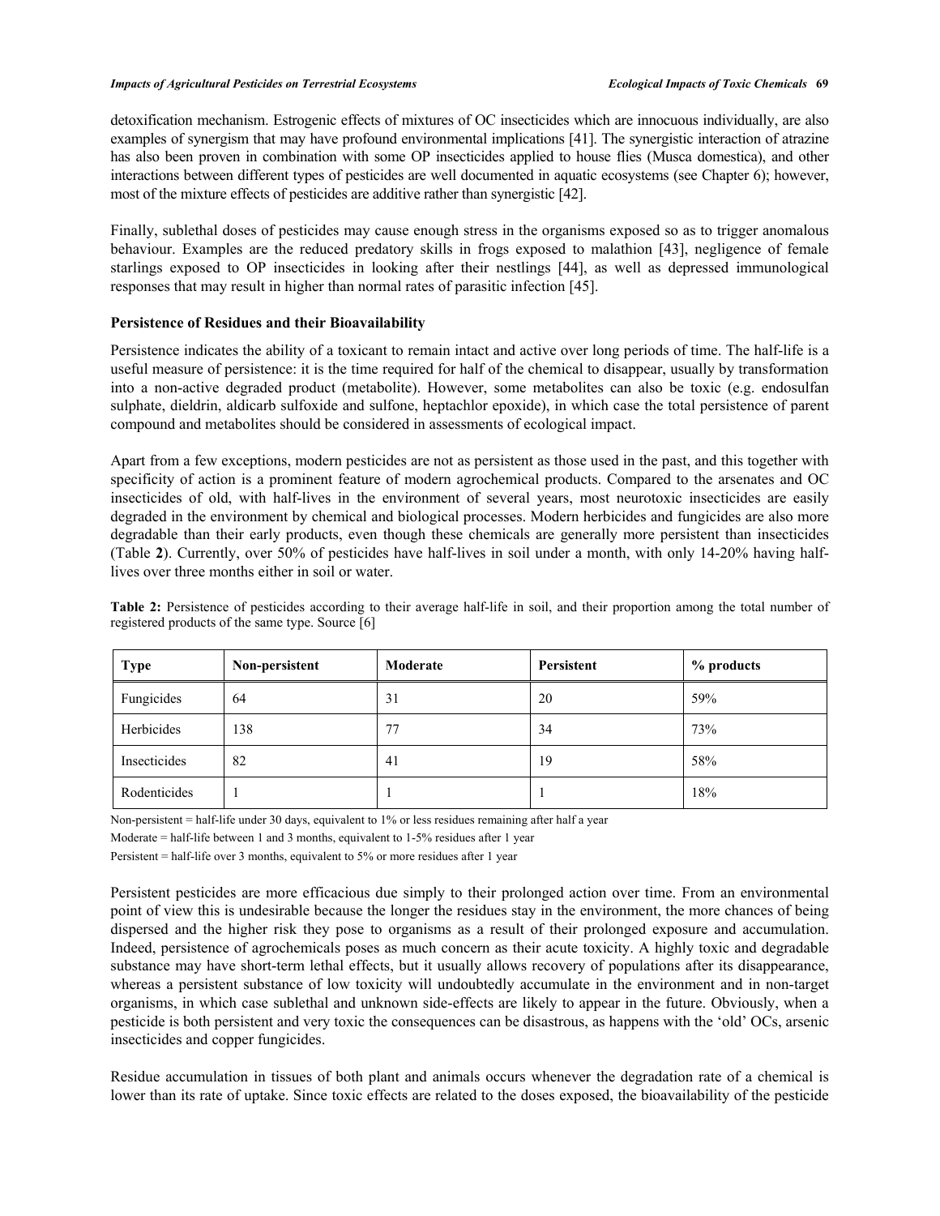detoxification mechanism. Estrogenic effects of mixtures of OC insecticides which are innocuous individually, are also examples of synergism that may have profound environmental implications [41]. The synergistic interaction of atrazine has also been proven in combination with some OP insecticides applied to house flies (Musca domestica), and other interactions between different types of pesticides are well documented in aquatic ecosystems (see Chapter 6); however, most of the mixture effects of pesticides are additive rather than synergistic [42].

Finally, sublethal doses of pesticides may cause enough stress in the organisms exposed so as to trigger anomalous behaviour. Examples are the reduced predatory skills in frogs exposed to malathion [43], negligence of female starlings exposed to OP insecticides in looking after their nestlings [44], as well as depressed immunological responses that may result in higher than normal rates of parasitic infection [45].

**Persistence of Residues and their Bioavailability**

Persistence indicates the ability of a toxicant to remain intact and active over long periods of time. The half-life is a useful measure of persistence: it is the time required for half of the chemical to disappear, usually by transformation into a non-active degraded product (metabolite). However, some metabolites can also be toxic (e.g. endosulfan sulphate, dieldrin, aldicarb sulfoxide and sulfone, heptachlor epoxide), in which case the total persistence of parent compound and metabolites should be considered in assessments of ecological impact.

Apart from a few exceptions, modern pesticides are not as persistent as those used in the past, and this together with specificity of action is a prominent feature of modern agrochemical products. Compared to the arsenates and OC insecticides of old, with half-lives in the environment of several years, most neurotoxic insecticides are easily degraded in the environment by chemical and biological processes. Modern herbicides and fungicides are also more degradable than their early products, even though these chemicals are generally more persistent than insecticides (Table **2**). Currently, over 50% of pesticides have half-lives in soil under a month, with only 14-20% having half-lives over three months either in soil or water.

**Table 2:** Persistence of pesticides according to their average half-life in soil, and their proportion among the total number of registered products of the same type. Source [6]

| Type | Non-persistent | Moderate | Persistent | % products |
|---|---|---|---|---|
| Fungicides | 64 | 31 | 20 | 59% |
| Herbicides | 138 | 77 | 34 | 73% |
| Insecticides | 82 | 41 | 19 | 58% |
| Rodenticides | 1 | 1 | 1 | 18% |

Non-persistent = half-life under 30 days, equivalent to 1% or less residues remaining after half a year

Moderate = half-life between 1 and 3 months, equivalent to 1-5% residues after 1 year

Persistent = half-life over 3 months, equivalent to 5% or more residues after 1 year

Persistent pesticides are more efficacious due simply to their prolonged action over time. From an environmental point of view this is undesirable because the longer the residues stay in the environment, the more chances of being dispersed and the higher risk they pose to organisms as a result of their prolonged exposure and accumulation. Indeed, persistence of agrochemicals poses as much concern as their acute toxicity. A highly toxic and degradable substance may have short-term lethal effects, but it usually allows recovery of populations after its disappearance, whereas a persistent substance of low toxicity will undoubtedly accumulate in the environment and in non-target organisms, in which case sublethal and unknown side-effects are likely to appear in the future. Obviously, when a pesticide is both persistent and very toxic the consequences can be disastrous, as happens with the 'old' OCs, arsenic insecticides and copper fungicides.

Residue accumulation in tissues of both plant and animals occurs whenever the degradation rate of a chemical is lower than its rate of uptake. Since toxic effects are related to the doses exposed, the bioavailability of the pesticide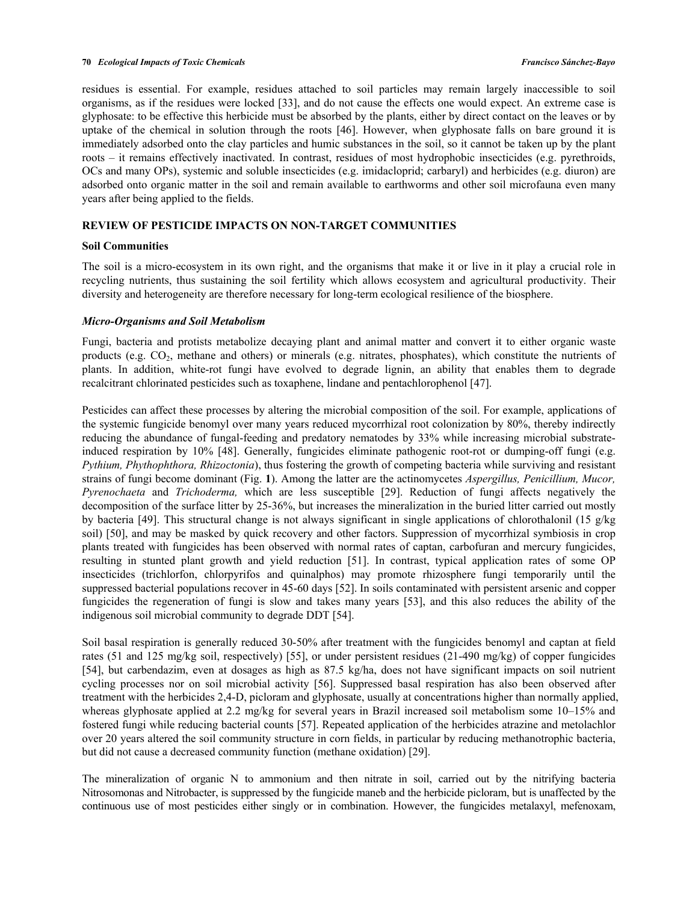residues is essential. For example, residues attached to soil particles may remain largely inaccessible to soil organisms, as if the residues were locked [33], and do not cause the effects one would expect. An extreme case is glyphosate: to be effective this herbicide must be absorbed by the plants, either by direct contact on the leaves or by uptake of the chemical in solution through the roots [46]. However, when glyphosate falls on bare ground it is immediately adsorbed onto the clay particles and humic substances in the soil, so it cannot be taken up by the plant roots – it remains effectively inactivated. In contrast, residues of most hydrophobic insecticides (e.g. pyrethroids, OCs and many OPs), systemic and soluble insecticides (e.g. imidacloprid; carbaryl) and herbicides (e.g. diuron) are adsorbed onto organic matter in the soil and remain available to earthworms and other soil microfauna even many years after being applied to the fields.

## REVIEW OF PESTICIDE IMPACTS ON NON-TARGET COMMUNITIES

### Soil Communities

The soil is a micro-ecosystem in its own right, and the organisms that make it or live in it play a crucial role in recycling nutrients, thus sustaining the soil fertility which allows ecosystem and agricultural productivity. Their diversity and heterogeneity are therefore necessary for long-term ecological resilience of the biosphere.

#### *Micro-Organisms and Soil Metabolism*

Fungi, bacteria and protists metabolize decaying plant and animal matter and convert it to either organic waste products (e.g. $CO_2$, methane and others) or minerals (e.g. nitrates, phosphates), which constitute the nutrients of plants. In addition, white-rot fungi have evolved to degrade lignin, an ability that enables them to degrade recalcitrant chlorinated pesticides such as toxaphene, lindane and pentachlorophenol [47].

Pesticides can affect these processes by altering the microbial composition of the soil. For example, applications of the systemic fungicide benomyl over many years reduced mycorrhizal root colonization by 80%, thereby indirectly reducing the abundance of fungal-feeding and predatory nematodes by 33% while increasing microbial substrate-induced respiration by 10% [48]. Generally, fungicides eliminate pathogenic root-rot or dumping-off fungi (e.g. *Pythium, Phythophthora, Rhizoctonia*), thus fostering the growth of competing bacteria while surviving and resistant strains of fungi become dominant (Fig. **1**). Among the latter are the actinomycetes *Aspergillus, Penicillium, Mucor, Pyrenochaeta* and *Trichoderma,* which are less susceptible [29]. Reduction of fungi affects negatively the decomposition of the surface litter by 25-36%, but increases the mineralization in the buried litter carried out mostly by bacteria [49]. This structural change is not always significant in single applications of chlorothalonil (15 g/kg soil) [50], and may be masked by quick recovery and other factors. Suppression of mycorrhizal symbiosis in crop plants treated with fungicides has been observed with normal rates of captan, carbofuran and mercury fungicides, resulting in stunted plant growth and yield reduction [51]. In contrast, typical application rates of some OP insecticides (trichlorfon, chlorpyrifos and quinalphos) may promote rhizosphere fungi temporarily until the suppressed bacterial populations recover in 45-60 days [52]. In soils contaminated with persistent arsenic and copper fungicides the regeneration of fungi is slow and takes many years [53], and this also reduces the ability of the indigenous soil microbial community to degrade DDT [54].

Soil basal respiration is generally reduced 30-50% after treatment with the fungicides benomyl and captan at field rates (51 and 125 mg/kg soil, respectively) [55], or under persistent residues (21-490 mg/kg) of copper fungicides [54], but carbendazim, even at dosages as high as 87.5 kg/ha, does not have significant impacts on soil nutrient cycling processes nor on soil microbial activity [56]. Suppressed basal respiration has also been observed after treatment with the herbicides 2,4-D, picloram and glyphosate, usually at concentrations higher than normally applied, whereas glyphosate applied at 2.2 mg/kg for several years in Brazil increased soil metabolism some 10–15% and fostered fungi while reducing bacterial counts [57]. Repeated application of the herbicides atrazine and metolachlor over 20 years altered the soil community structure in corn fields, in particular by reducing methanotrophic bacteria, but did not cause a decreased community function (methane oxidation) [29].

The mineralization of organic N to ammonium and then nitrate in soil, carried out by the nitrifying bacteria Nitrosomonas and Nitrobacter, is suppressed by the fungicide maneb and the herbicide picloram, but is unaffected by the continuous use of most pesticides either singly or in combination. However, the fungicides metalaxyl, mefenoxam,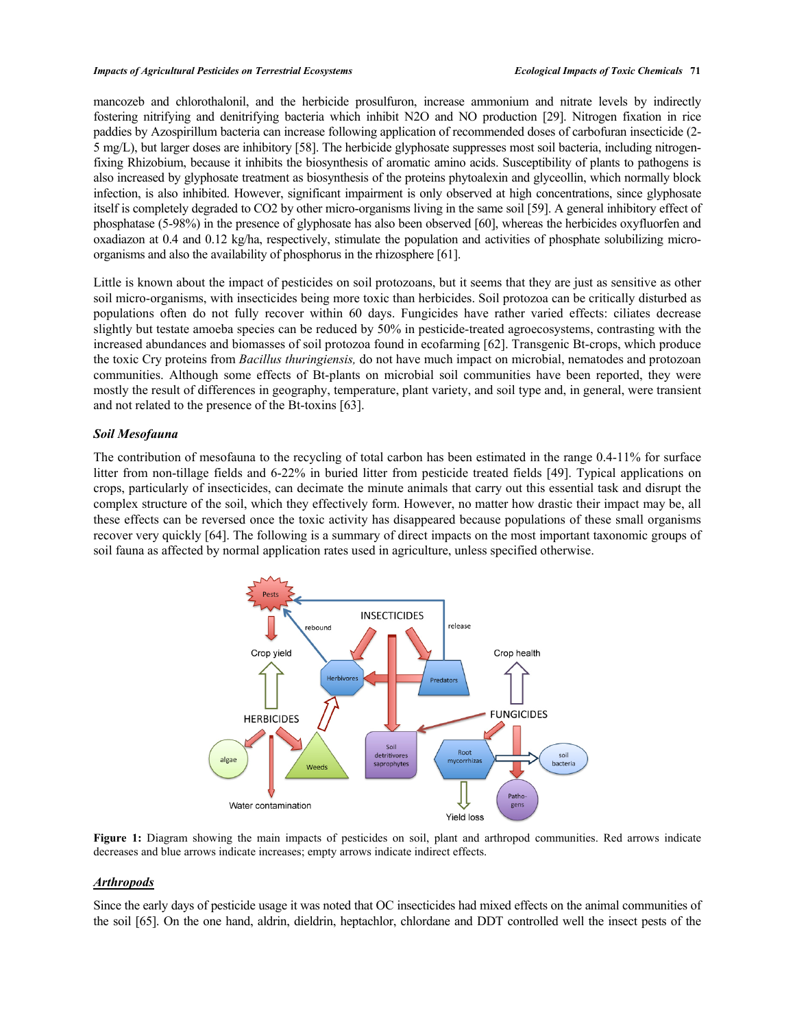mancozeb and chlorothalonil, and the herbicide prosulfuron, increase ammonium and nitrate levels by indirectly fostering nitrifying and denitrifying bacteria which inhibit N2O and NO production [29]. Nitrogen fixation in rice paddies by Azospirillum bacteria can increase following application of recommended doses of carbofuran insecticide (2-5 mg/L), but larger doses are inhibitory [58]. The herbicide glyphosate suppresses most soil bacteria, including nitrogen-fixing Rhizobium, because it inhibits the biosynthesis of aromatic amino acids. Susceptibility of plants to pathogens is also increased by glyphosate treatment as biosynthesis of the proteins phytoalexin and glyceollin, which normally block infection, is also inhibited. However, significant impairment is only observed at high concentrations, since glyphosate itself is completely degraded to CO2 by other micro-organisms living in the same soil [59]. A general inhibitory effect of phosphatase (5-98%) in the presence of glyphosate has also been observed [60], whereas the herbicides oxyfluorfen and oxadiazon at 0.4 and 0.12 kg/ha, respectively, stimulate the population and activities of phosphate solubilizing micro-organisms and also the availability of phosphorus in the rhizosphere [61].

Little is known about the impact of pesticides on soil protozoans, but it seems that they are just as sensitive as other soil micro-organisms, with insecticides being more toxic than herbicides. Soil protozoa can be critically disturbed as populations often do not fully recover within 60 days. Fungicides have rather varied effects: ciliates decrease slightly but testate amoeba species can be reduced by 50% in pesticide-treated agroecosystems, contrasting with the increased abundances and biomasses of soil protozoa found in ecofarming [62]. Transgenic Bt-crops, which produce the toxic Cry proteins from *Bacillus thuringiensis,* do not have much impact on microbial, nematodes and protozoan communities. Although some effects of Bt-plants on microbial soil communities have been reported, they were mostly the result of differences in geography, temperature, plant variety, and soil type and, in general, were transient and not related to the presence of the Bt-toxins [63].

### *Soil Mesofauna*

The contribution of mesofauna to the recycling of total carbon has been estimated in the range 0.4-11% for surface litter from non-tillage fields and 6-22% in buried litter from pesticide treated fields [49]. Typical applications on crops, particularly of insecticides, can decimate the minute animals that carry out this essential task and disrupt the complex structure of the soil, which they effectively form. However, no matter how drastic their impact may be, all these effects can be reversed once the toxic activity has disappeared because populations of these small organisms recover very quickly [64]. The following is a summary of direct impacts on the most important taxonomic groups of soil fauna as affected by normal application rates used in agriculture, unless specified otherwise.

**Figure 1:** Diagram showing the main impacts of pesticides on soil, plant and arthropod communities. Red arrows indicate decreases and blue arrows indicate increases; empty arrows indicate indirect effects.

### ***Arthropods***

Since the early days of pesticide usage it was noted that OC insecticides had mixed effects on the animal communities of the soil [65]. On the one hand, aldrin, dieldrin, heptachlor, chlordane and DDT controlled well the insect pests of the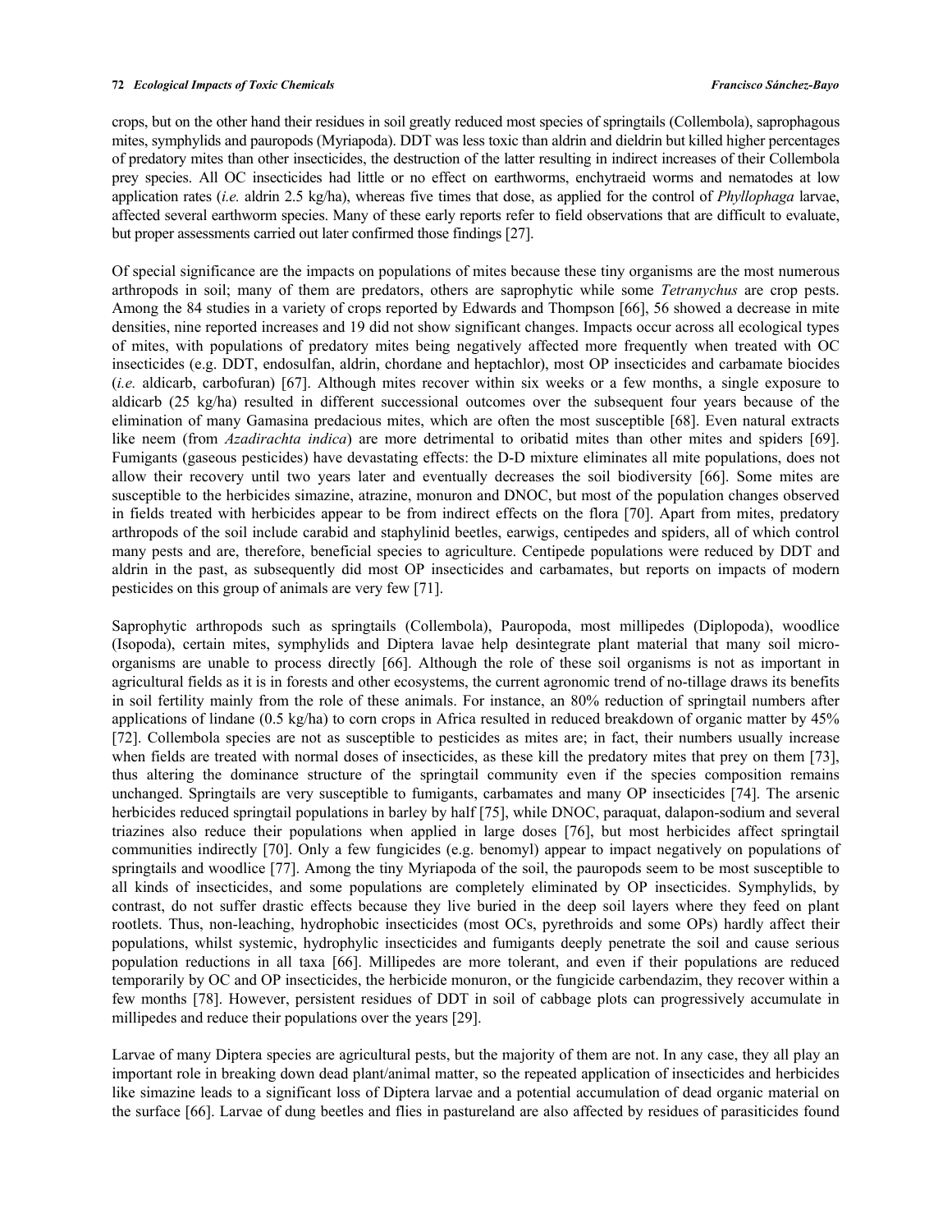crops, but on the other hand their residues in soil greatly reduced most species of springtails (Collembola), saprophagous mites, symphylids and pauropods (Myriapoda). DDT was less toxic than aldrin and dieldrin but killed higher percentages of predatory mites than other insecticides, the destruction of the latter resulting in indirect increases of their Collembola prey species. All OC insecticides had little or no effect on earthworms, enchytraeid worms and nematodes at low application rates (*i.e.* aldrin 2.5 kg/ha), whereas five times that dose, as applied for the control of *Phyllophaga* larvae, affected several earthworm species. Many of these early reports refer to field observations that are difficult to evaluate, but proper assessments carried out later confirmed those findings [27].

Of special significance are the impacts on populations of mites because these tiny organisms are the most numerous arthropods in soil; many of them are predators, others are saprophytic while some *Tetranychus* are crop pests. Among the 84 studies in a variety of crops reported by Edwards and Thompson [66], 56 showed a decrease in mite densities, nine reported increases and 19 did not show significant changes. Impacts occur across all ecological types of mites, with populations of predatory mites being negatively affected more frequently when treated with OC insecticides (e.g. DDT, endosulfan, aldrin, chordane and heptachlor), most OP insecticides and carbamate biocides (*i.e.* aldicarb, carbofuran) [67]. Although mites recover within six weeks or a few months, a single exposure to aldicarb (25 kg/ha) resulted in different successional outcomes over the subsequent four years because of the elimination of many Gamasina predacious mites, which are often the most susceptible [68]. Even natural extracts like neem (from *Azadirachta indica*) are more detrimental to oribatid mites than other mites and spiders [69]. Fumigants (gaseous pesticides) have devastating effects: the D-D mixture eliminates all mite populations, does not allow their recovery until two years later and eventually decreases the soil biodiversity [66]. Some mites are susceptible to the herbicides simazine, atrazine, monuron and DNOC, but most of the population changes observed in fields treated with herbicides appear to be from indirect effects on the flora [70]. Apart from mites, predatory arthropods of the soil include carabid and staphylinid beetles, earwigs, centipedes and spiders, all of which control many pests and are, therefore, beneficial species to agriculture. Centipede populations were reduced by DDT and aldrin in the past, as subsequently did most OP insecticides and carbamates, but reports on impacts of modern pesticides on this group of animals are very few [71].

Saprophytic arthropods such as springtails (Collembola), Pauropoda, most millipedes (Diplopoda), woodlice (Isopoda), certain mites, symphylids and Diptera lavae help desintegrate plant material that many soil micro-organisms are unable to process directly [66]. Although the role of these soil organisms is not as important in agricultural fields as it is in forests and other ecosystems, the current agronomic trend of no-tillage draws its benefits in soil fertility mainly from the role of these animals. For instance, an 80% reduction of springtail numbers after applications of lindane (0.5 kg/ha) to corn crops in Africa resulted in reduced breakdown of organic matter by 45% [72]. Collembola species are not as susceptible to pesticides as mites are; in fact, their numbers usually increase when fields are treated with normal doses of insecticides, as these kill the predatory mites that prey on them [73], thus altering the dominance structure of the springtail community even if the species composition remains unchanged. Springtails are very susceptible to fumigants, carbamates and many OP insecticides [74]. The arsenic herbicides reduced springtail populations in barley by half [75], while DNOC, paraquat, dalapon-sodium and several triazines also reduce their populations when applied in large doses [76], but most herbicides affect springtail communities indirectly [70]. Only a few fungicides (e.g. benomyl) appear to impact negatively on populations of springtails and woodlice [77]. Among the tiny Myriapoda of the soil, the pauropods seem to be most susceptible to all kinds of insecticides, and some populations are completely eliminated by OP insecticides. Symphylids, by contrast, do not suffer drastic effects because they live buried in the deep soil layers where they feed on plant rootlets. Thus, non-leaching, hydrophobic insecticides (most OCs, pyrethroids and some OPs) hardly affect their populations, whilst systemic, hydrophilic insecticides and fumigants deeply penetrate the soil and cause serious population reductions in all taxa [66]. Millipedes are more tolerant, and even if their populations are reduced temporarily by OC and OP insecticides, the herbicide monuron, or the fungicide carbendazim, they recover within a few months [78]. However, persistent residues of DDT in soil of cabbage plots can progressively accumulate in millipedes and reduce their populations over the years [29].

Larvae of many Diptera species are agricultural pests, but the majority of them are not. In any case, they all play an important role in breaking down dead plant/animal matter, so the repeated application of insecticides and herbicides like simazine leads to a significant loss of Diptera larvae and a potential accumulation of dead organic material on the surface [66]. Larvae of dung beetles and flies in pastureland are also affected by residues of parasiticides found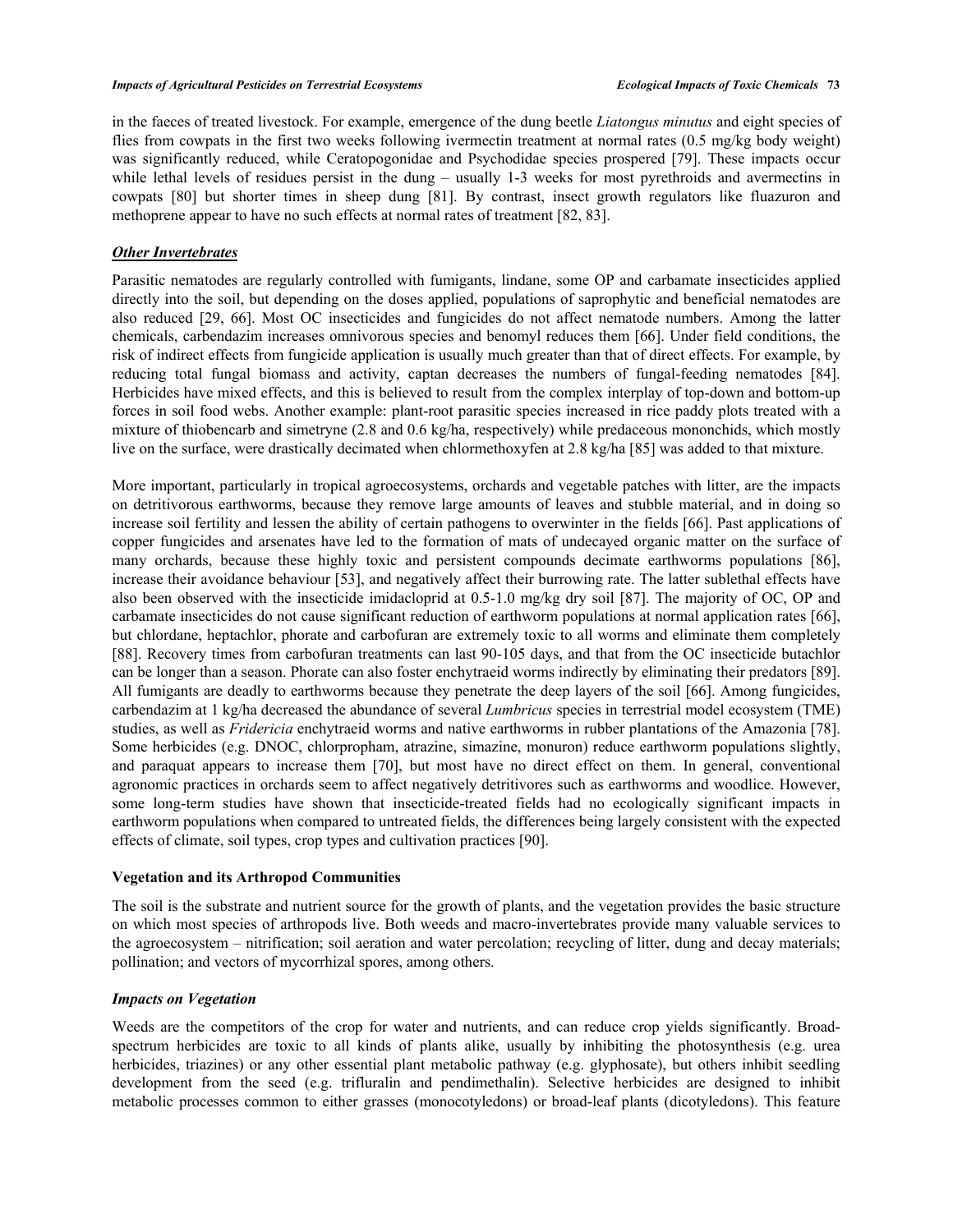in the faeces of treated livestock. For example, emergence of the dung beetle *Liatongus minutus* and eight species of flies from cowpats in the first two weeks following ivermectin treatment at normal rates (0.5 mg/kg body weight) was significantly reduced, while Ceratopogonidae and Psychodidae species prospered [79]. These impacts occur while lethal levels of residues persist in the dung – usually 1-3 weeks for most pyrethroids and avermectins in cowpats [80] but shorter times in sheep dung [81]. By contrast, insect growth regulators like fluazuron and methoprene appear to have no such effects at normal rates of treatment [82, 83].

### ***Other Invertebrates***

Parasitic nematodes are regularly controlled with fumigants, lindane, some OP and carbamate insecticides applied directly into the soil, but depending on the doses applied, populations of saprophytic and beneficial nematodes are also reduced [29, 66]. Most OC insecticides and fungicides do not affect nematode numbers. Among the latter chemicals, carbendazim increases omnivorous species and benomyl reduces them [66]. Under field conditions, the risk of indirect effects from fungicide application is usually much greater than that of direct effects. For example, by reducing total fungal biomass and activity, captan decreases the numbers of fungal-feeding nematodes [84]. Herbicides have mixed effects, and this is believed to result from the complex interplay of top-down and bottom-up forces in soil food webs. Another example: plant-root parasitic species increased in rice paddy plots treated with a mixture of thiobencarb and simetryne (2.8 and 0.6 kg/ha, respectively) while predaceous mononchids, which mostly live on the surface, were drastically decimated when chlormethoxyfen at 2.8 kg/ha [85] was added to that mixture.

More important, particularly in tropical agroecosystems, orchards and vegetable patches with litter, are the impacts on detritivorous earthworms, because they remove large amounts of leaves and stubble material, and in doing so increase soil fertility and lessen the ability of certain pathogens to overwinter in the fields [66]. Past applications of copper fungicides and arsenates have led to the formation of mats of undecayed organic matter on the surface of many orchards, because these highly toxic and persistent compounds decimate earthworms populations [86], increase their avoidance behaviour [53], and negatively affect their burrowing rate. The latter sublethal effects have also been observed with the insecticide imidacloprid at 0.5-1.0 mg/kg dry soil [87]. The majority of OC, OP and carbamate insecticides do not cause significant reduction of earthworm populations at normal application rates [66], but chlordane, heptachlor, phorate and carbofuran are extremely toxic to all worms and eliminate them completely [88]. Recovery times from carbofuran treatments can last 90-105 days, and that from the OC insecticide butachlor can be longer than a season. Phorate can also foster enchytraeid worms indirectly by eliminating their predators [89]. All fumigants are deadly to earthworms because they penetrate the deep layers of the soil [66]. Among fungicides, carbendazim at 1 kg/ha decreased the abundance of several *Lumbricus* species in terrestrial model ecosystem (TME) studies, as well as *Fridericia* enchytraeid worms and native earthworms in rubber plantations of the Amazonia [78]. Some herbicides (e.g. DNOC, chlorpropham, atrazine, simazine, monuron) reduce earthworm populations slightly, and paraquat appears to increase them [70], but most have no direct effect on them. In general, conventional agronomic practices in orchards seem to affect negatively detritivores such as earthworms and woodlice. However, some long-term studies have shown that insecticide-treated fields had no ecologically significant impacts in earthworm populations when compared to untreated fields, the differences being largely consistent with the expected effects of climate, soil types, crop types and cultivation practices [90].

## **Vegetation and its Arthropod Communities**

The soil is the substrate and nutrient source for the growth of plants, and the vegetation provides the basic structure on which most species of arthropods live. Both weeds and macro-invertebrates provide many valuable services to the agroecosystem – nitrification; soil aeration and water percolation; recycling of litter, dung and decay materials; pollination; and vectors of mycorrhizal spores, among others.

### ***Impacts on Vegetation***

Weeds are the competitors of the crop for water and nutrients, and can reduce crop yields significantly. Broad-spectrum herbicides are toxic to all kinds of plants alike, usually by inhibiting the photosynthesis (e.g. urea herbicides, triazines) or any other essential plant metabolic pathway (e.g. glyphosate), but others inhibit seedling development from the seed (e.g. trifluralin and pendimethalin). Selective herbicides are designed to inhibit metabolic processes common to either grasses (monocotyledons) or broad-leaf plants (dicotyledons). This feature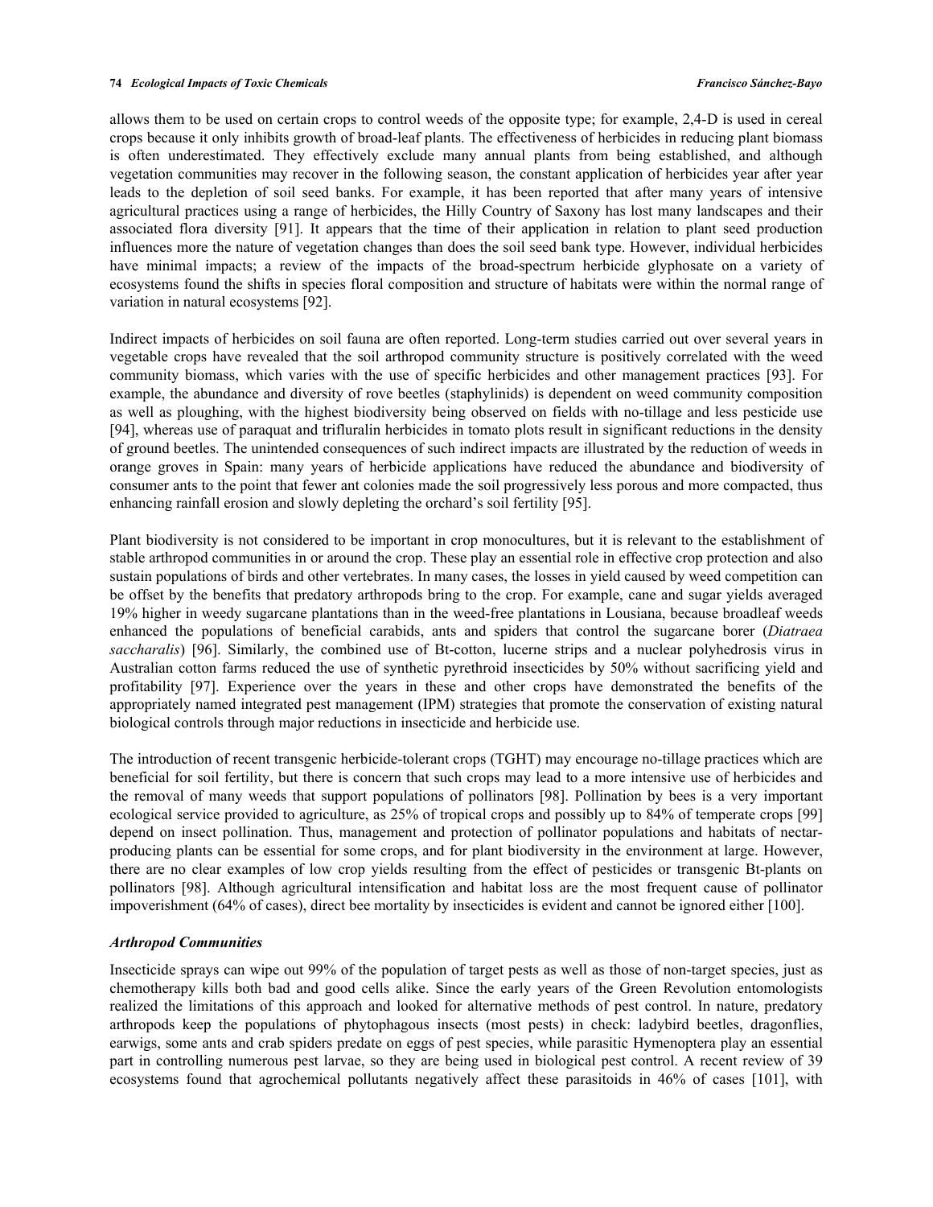allows them to be used on certain crops to control weeds of the opposite type; for example, 2,4-D is used in cereal crops because it only inhibits growth of broad-leaf plants. The effectiveness of herbicides in reducing plant biomass is often underestimated. They effectively exclude many annual plants from being established, and although vegetation communities may recover in the following season, the constant application of herbicides year after year leads to the depletion of soil seed banks. For example, it has been reported that after many years of intensive agricultural practices using a range of herbicides, the Hilly Country of Saxony has lost many landscapes and their associated flora diversity [91]. It appears that the time of their application in relation to plant seed production influences more the nature of vegetation changes than does the soil seed bank type. However, individual herbicides have minimal impacts; a review of the impacts of the broad-spectrum herbicide glyphosate on a variety of ecosystems found the shifts in species floral composition and structure of habitats were within the normal range of variation in natural ecosystems [92].

Indirect impacts of herbicides on soil fauna are often reported. Long-term studies carried out over several years in vegetable crops have revealed that the soil arthropod community structure is positively correlated with the weed community biomass, which varies with the use of specific herbicides and other management practices [93]. For example, the abundance and diversity of rove beetles (staphylinids) is dependent on weed community composition as well as ploughing, with the highest biodiversity being observed on fields with no-tillage and less pesticide use [94], whereas use of paraquat and trifluralin herbicides in tomato plots result in significant reductions in the density of ground beetles. The unintended consequences of such indirect impacts are illustrated by the reduction of weeds in orange groves in Spain: many years of herbicide applications have reduced the abundance and biodiversity of consumer ants to the point that fewer ant colonies made the soil progressively less porous and more compacted, thus enhancing rainfall erosion and slowly depleting the orchard's soil fertility [95].

Plant biodiversity is not considered to be important in crop monocultures, but it is relevant to the establishment of stable arthropod communities in or around the crop. These play an essential role in effective crop protection and also sustain populations of birds and other vertebrates. In many cases, the losses in yield caused by weed competition can be offset by the benefits that predatory arthropods bring to the crop. For example, cane and sugar yields averaged 19% higher in weedy sugarcane plantations than in the weed-free plantations in Lousiana, because broadleaf weeds enhanced the populations of beneficial carabids, ants and spiders that control the sugarcane borer (*Diatraea saccharalis*) [96]. Similarly, the combined use of Bt-cotton, lucerne strips and a nuclear polyhedrosis virus in Australian cotton farms reduced the use of synthetic pyrethroid insecticides by 50% without sacrificing yield and profitability [97]. Experience over the years in these and other crops have demonstrated the benefits of the appropriately named integrated pest management (IPM) strategies that promote the conservation of existing natural biological controls through major reductions in insecticide and herbicide use.

The introduction of recent transgenic herbicide-tolerant crops (TGHT) may encourage no-tillage practices which are beneficial for soil fertility, but there is concern that such crops may lead to a more intensive use of herbicides and the removal of many weeds that support populations of pollinators [98]. Pollination by bees is a very important ecological service provided to agriculture, as 25% of tropical crops and possibly up to 84% of temperate crops [99] depend on insect pollination. Thus, management and protection of pollinator populations and habitats of nectar-producing plants can be essential for some crops, and for plant biodiversity in the environment at large. However, there are no clear examples of low crop yields resulting from the effect of pesticides or transgenic Bt-plants on pollinators [98]. Although agricultural intensification and habitat loss are the most frequent cause of pollinator impoverishment (64% of cases), direct bee mortality by insecticides is evident and cannot be ignored either [100].

### *Arthropod Communities*

Insecticide sprays can wipe out 99% of the population of target pests as well as those of non-target species, just as chemotherapy kills both bad and good cells alike. Since the early years of the Green Revolution entomologists realized the limitations of this approach and looked for alternative methods of pest control. In nature, predatory arthropods keep the populations of phytophagous insects (most pests) in check: ladybird beetles, dragonflies, earwigs, some ants and crab spiders predate on eggs of pest species, while parasitic Hymenoptera play an essential part in controlling numerous pest larvae, so they are being used in biological pest control. A recent review of 39 ecosystems found that agrochemical pollutants negatively affect these parasitoids in 46% of cases [101], with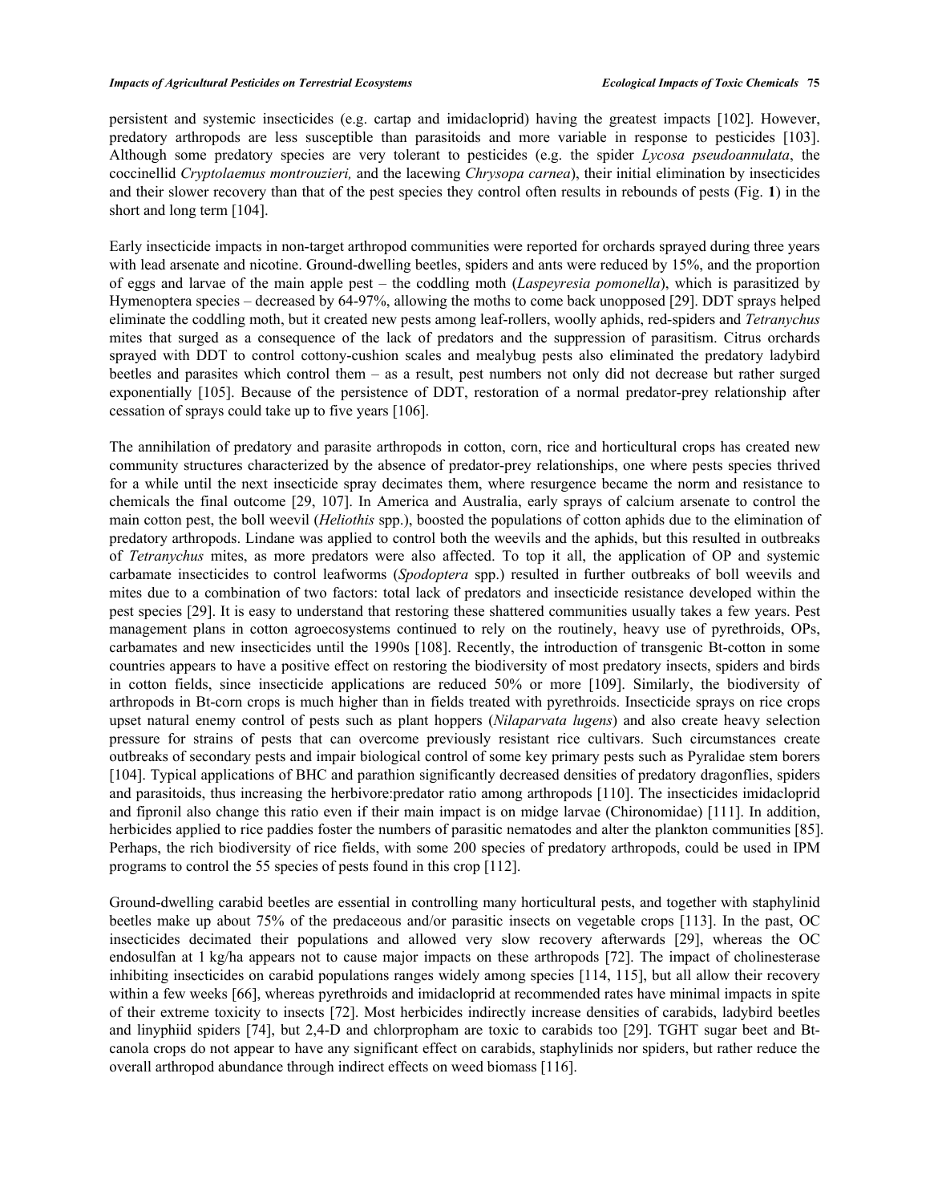persistent and systemic insecticides (e.g. cartap and imidacloprid) having the greatest impacts [102]. However, predatory arthropods are less susceptible than parasitoids and more variable in response to pesticides [103]. Although some predatory species are very tolerant to pesticides (e.g. the spider *Lycosa pseudoannulata*, the coccinellid *Cryptolaemus montrouzieri,* and the lacewing *Chrysopa carnea*), their initial elimination by insecticides and their slower recovery than that of the pest species they control often results in rebounds of pests (Fig. **1**) in the short and long term [104].

Early insecticide impacts in non-target arthropod communities were reported for orchards sprayed during three years with lead arsenate and nicotine. Ground-dwelling beetles, spiders and ants were reduced by 15%, and the proportion of eggs and larvae of the main apple pest – the coddling moth (*Laspeyresia pomonella*), which is parasitized by Hymenoptera species – decreased by 64-97%, allowing the moths to come back unopposed [29]. DDT sprays helped eliminate the coddling moth, but it created new pests among leaf-rollers, woolly aphids, red-spiders and *Tetranychus* mites that surged as a consequence of the lack of predators and the suppression of parasitism. Citrus orchards sprayed with DDT to control cottony-cushion scales and mealybug pests also eliminated the predatory ladybird beetles and parasites which control them – as a result, pest numbers not only did not decrease but rather surged exponentially [105]. Because of the persistence of DDT, restoration of a normal predator-prey relationship after cessation of sprays could take up to five years [106].

The annihilation of predatory and parasite arthropods in cotton, corn, rice and horticultural crops has created new community structures characterized by the absence of predator-prey relationships, one where pests species thrived for a while until the next insecticide spray decimates them, where resurgence became the norm and resistance to chemicals the final outcome [29, 107]. In America and Australia, early sprays of calcium arsenate to control the main cotton pest, the boll weevil (*Heliothis* spp.), boosted the populations of cotton aphids due to the elimination of predatory arthropods. Lindane was applied to control both the weevils and the aphids, but this resulted in outbreaks of *Tetranychus* mites, as more predators were also affected. To top it all, the application of OP and systemic carbamate insecticides to control leafworms (*Spodoptera* spp.) resulted in further outbreaks of boll weevils and mites due to a combination of two factors: total lack of predators and insecticide resistance developed within the pest species [29]. It is easy to understand that restoring these shattered communities usually takes a few years. Pest management plans in cotton agroecosystems continued to rely on the routinely, heavy use of pyrethroids, OPs, carbamates and new insecticides until the 1990s [108]. Recently, the introduction of transgenic Bt-cotton in some countries appears to have a positive effect on restoring the biodiversity of most predatory insects, spiders and birds in cotton fields, since insecticide applications are reduced 50% or more [109]. Similarly, the biodiversity of arthropods in Bt-corn crops is much higher than in fields treated with pyrethroids. Insecticide sprays on rice crops upset natural enemy control of pests such as plant hoppers (*Nilaparvata lugens*) and also create heavy selection pressure for strains of pests that can overcome previously resistant rice cultivars. Such circumstances create outbreaks of secondary pests and impair biological control of some key primary pests such as Pyralidae stem borers [104]. Typical applications of BHC and parathion significantly decreased densities of predatory dragonflies, spiders and parasitoids, thus increasing the herbivore:predator ratio among arthropods [110]. The insecticides imidacloprid and fipronil also change this ratio even if their main impact is on midge larvae (Chironomidae) [111]. In addition, herbicides applied to rice paddies foster the numbers of parasitic nematodes and alter the plankton communities [85]. Perhaps, the rich biodiversity of rice fields, with some 200 species of predatory arthropods, could be used in IPM programs to control the 55 species of pests found in this crop [112].

Ground-dwelling carabid beetles are essential in controlling many horticultural pests, and together with staphylinid beetles make up about 75% of the predaceous and/or parasitic insects on vegetable crops [113]. In the past, OC insecticides decimated their populations and allowed very slow recovery afterwards [29], whereas the OC endosulfan at 1 kg/ha appears not to cause major impacts on these arthropods [72]. The impact of cholinesterase inhibiting insecticides on carabid populations ranges widely among species [114, 115], but all allow their recovery within a few weeks [66], whereas pyrethroids and imidacloprid at recommended rates have minimal impacts in spite of their extreme toxicity to insects [72]. Most herbicides indirectly increase densities of carabids, ladybird beetles and linyphiid spiders [74], but 2,4-D and chlorpropham are toxic to carabids too [29]. TGHT sugar beet and Bt-canola crops do not appear to have any significant effect on carabids, staphylinids nor spiders, but rather reduce the overall arthropod abundance through indirect effects on weed biomass [116].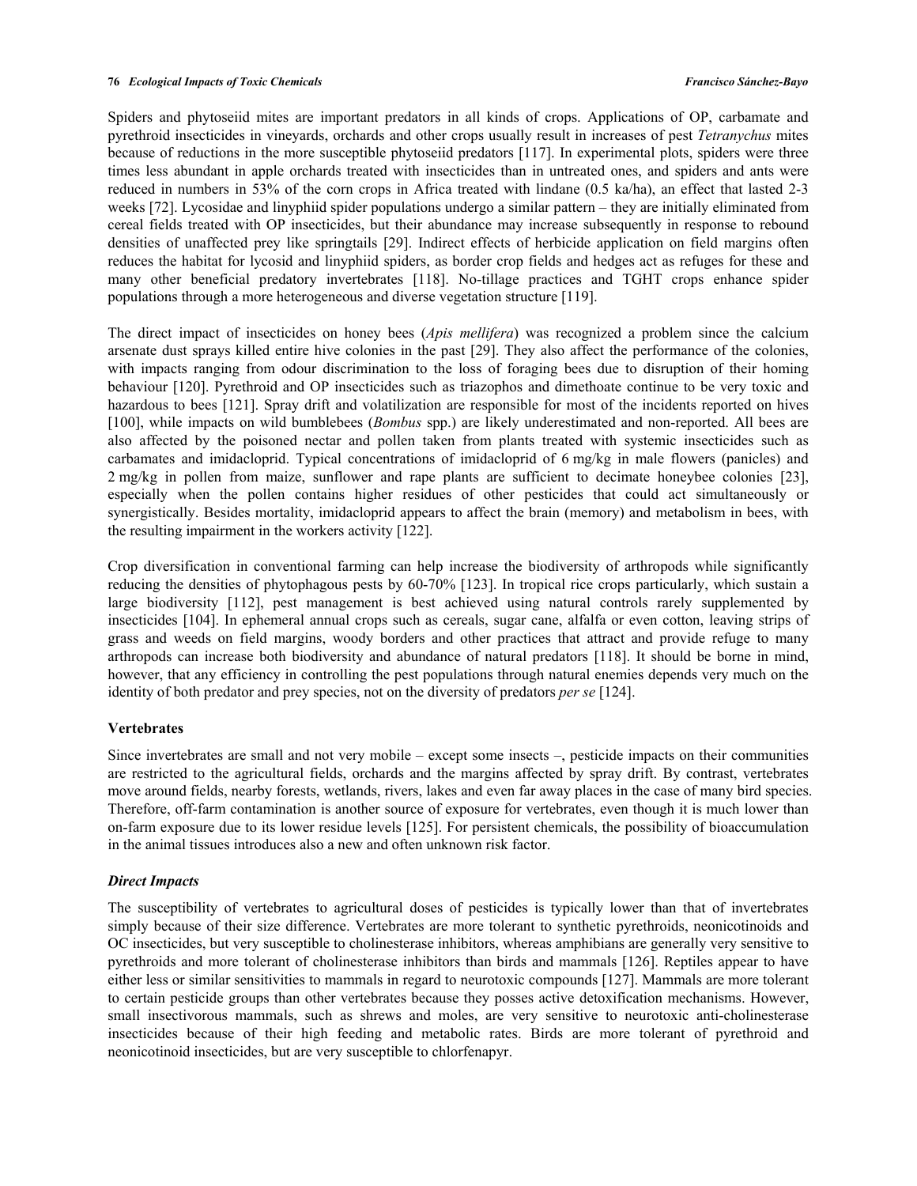Spiders and phytoseiid mites are important predators in all kinds of crops. Applications of OP, carbamate and pyrethroid insecticides in vineyards, orchards and other crops usually result in increases of pest *Tetranychus* mites because of reductions in the more susceptible phytoseiid predators [117]. In experimental plots, spiders were three times less abundant in apple orchards treated with insecticides than in untreated ones, and spiders and ants were reduced in numbers in 53% of the corn crops in Africa treated with lindane (0.5 ka/ha), an effect that lasted 2-3 weeks [72]. Lycosidae and linyphiid spider populations undergo a similar pattern – they are initially eliminated from cereal fields treated with OP insecticides, but their abundance may increase subsequently in response to rebound densities of unaffected prey like springtails [29]. Indirect effects of herbicide application on field margins often reduces the habitat for lycosid and linyphiid spiders, as border crop fields and hedges act as refuges for these and many other beneficial predatory invertebrates [118]. No-tillage practices and TGHT crops enhance spider populations through a more heterogeneous and diverse vegetation structure [119].

The direct impact of insecticides on honey bees (*Apis mellifera*) was recognized a problem since the calcium arsenate dust sprays killed entire hive colonies in the past [29]. They also affect the performance of the colonies, with impacts ranging from odour discrimination to the loss of foraging bees due to disruption of their homing behaviour [120]. Pyrethroid and OP insecticides such as triazophos and dimethoate continue to be very toxic and hazardous to bees [121]. Spray drift and volatilization are responsible for most of the incidents reported on hives [100], while impacts on wild bumblebees (*Bombus* spp.) are likely underestimated and non-reported. All bees are also affected by the poisoned nectar and pollen taken from plants treated with systemic insecticides such as carbamates and imidacloprid. Typical concentrations of imidacloprid of 6 mg/kg in male flowers (panicles) and 2 mg/kg in pollen from maize, sunflower and rape plants are sufficient to decimate honeybee colonies [23], especially when the pollen contains higher residues of other pesticides that could act simultaneously or synergistically. Besides mortality, imidacloprid appears to affect the brain (memory) and metabolism in bees, with the resulting impairment in the workers activity [122].

Crop diversification in conventional farming can help increase the biodiversity of arthropods while significantly reducing the densities of phytophagous pests by 60-70% [123]. In tropical rice crops particularly, which sustain a large biodiversity [112], pest management is best achieved using natural controls rarely supplemented by insecticides [104]. In ephemeral annual crops such as cereals, sugar cane, alfalfa or even cotton, leaving strips of grass and weeds on field margins, woody borders and other practices that attract and provide refuge to many arthropods can increase both biodiversity and abundance of natural predators [118]. It should be borne in mind, however, that any efficiency in controlling the pest populations through natural enemies depends very much on the identity of both predator and prey species, not on the diversity of predators *per se* [124].

### Vertebrates

Since invertebrates are small and not very mobile – except some insects –, pesticide impacts on their communities are restricted to the agricultural fields, orchards and the margins affected by spray drift. By contrast, vertebrates move around fields, nearby forests, wetlands, rivers, lakes and even far away places in the case of many bird species. Therefore, off-farm contamination is another source of exposure for vertebrates, even though it is much lower than on-farm exposure due to its lower residue levels [125]. For persistent chemicals, the possibility of bioaccumulation in the animal tissues introduces also a new and often unknown risk factor.

#### *Direct Impacts*

The susceptibility of vertebrates to agricultural doses of pesticides is typically lower than that of invertebrates simply because of their size difference. Vertebrates are more tolerant to synthetic pyrethroids, neonicotinoids and OC insecticides, but very susceptible to cholinesterase inhibitors, whereas amphibians are generally very sensitive to pyrethroids and more tolerant of cholinesterase inhibitors than birds and mammals [126]. Reptiles appear to have either less or similar sensitivities to mammals in regard to neurotoxic compounds [127]. Mammals are more tolerant to certain pesticide groups than other vertebrates because they posses active detoxification mechanisms. However, small insectivorous mammals, such as shrews and moles, are very sensitive to neurotoxic anti-cholinesterase insecticides because of their high feeding and metabolic rates. Birds are more tolerant of pyrethroid and neonicotinoid insecticides, but are very susceptible to chlorfenapyr.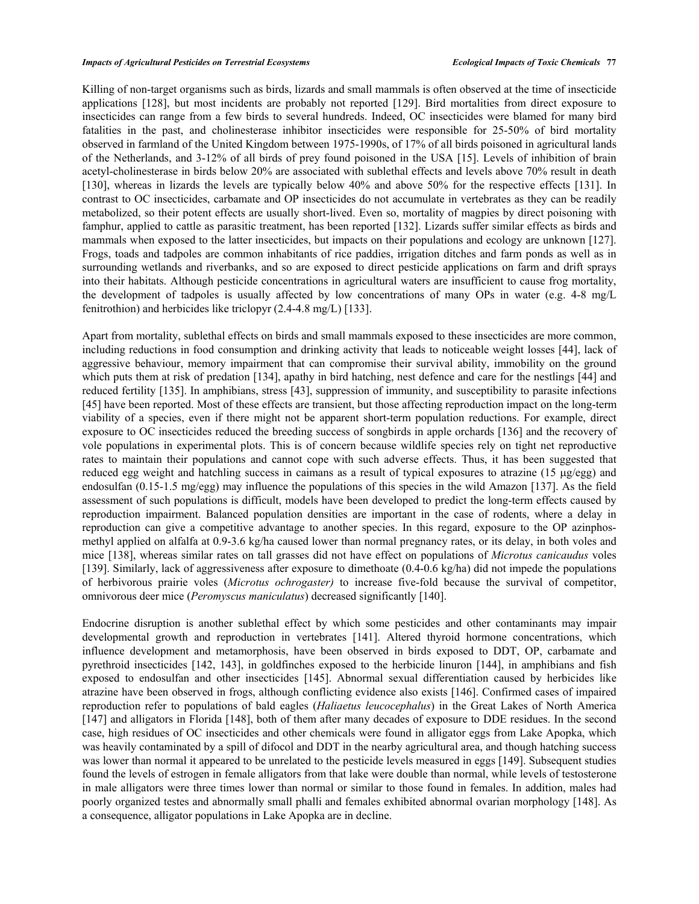Killing of non-target organisms such as birds, lizards and small mammals is often observed at the time of insecticide applications [128], but most incidents are probably not reported [129]. Bird mortalities from direct exposure to insecticides can range from a few birds to several hundreds. Indeed, OC insecticides were blamed for many bird fatalities in the past, and cholinesterase inhibitor insecticides were responsible for 25-50% of bird mortality observed in farmland of the United Kingdom between 1975-1990s, of 17% of all birds poisoned in agricultural lands of the Netherlands, and 3-12% of all birds of prey found poisoned in the USA [15]. Levels of inhibition of brain acetyl-cholinesterase in birds below 20% are associated with sublethal effects and levels above 70% result in death [130], whereas in lizards the levels are typically below 40% and above 50% for the respective effects [131]. In contrast to OC insecticides, carbamate and OP insecticides do not accumulate in vertebrates as they can be readily metabolized, so their potent effects are usually short-lived. Even so, mortality of magpies by direct poisoning with famphur, applied to cattle as parasitic treatment, has been reported [132]. Lizards suffer similar effects as birds and mammals when exposed to the latter insecticides, but impacts on their populations and ecology are unknown [127]. Frogs, toads and tadpoles are common inhabitants of rice paddies, irrigation ditches and farm ponds as well as in surrounding wetlands and riverbanks, and so are exposed to direct pesticide applications on farm and drift sprays into their habitats. Although pesticide concentrations in agricultural waters are insufficient to cause frog mortality, the development of tadpoles is usually affected by low concentrations of many OPs in water (e.g. 4-8 mg/L fenitrothion) and herbicides like triclopyr (2.4-4.8 mg/L) [133].

Apart from mortality, sublethal effects on birds and small mammals exposed to these insecticides are more common, including reductions in food consumption and drinking activity that leads to noticeable weight losses [44], lack of aggressive behaviour, memory impairment that can compromise their survival ability, immobility on the ground which puts them at risk of predation [134], apathy in bird hatching, nest defence and care for the nestlings [44] and reduced fertility [135]. In amphibians, stress [43], suppression of immunity, and susceptibility to parasite infections [45] have been reported. Most of these effects are transient, but those affecting reproduction impact on the long-term viability of a species, even if there might not be apparent short-term population reductions. For example, direct exposure to OC insecticides reduced the breeding success of songbirds in apple orchards [136] and the recovery of vole populations in experimental plots. This is of concern because wildlife species rely on tight net reproductive rates to maintain their populations and cannot cope with such adverse effects. Thus, it has been suggested that reduced egg weight and hatchling success in caimans as a result of typical exposures to atrazine (15 μg/egg) and endosulfan (0.15-1.5 mg/egg) may influence the populations of this species in the wild Amazon [137]. As the field assessment of such populations is difficult, models have been developed to predict the long-term effects caused by reproduction impairment. Balanced population densities are important in the case of rodents, where a delay in reproduction can give a competitive advantage to another species. In this regard, exposure to the OP azinphos-methyl applied on alfalfa at 0.9-3.6 kg/ha caused lower than normal pregnancy rates, or its delay, in both voles and mice [138], whereas similar rates on tall grasses did not have effect on populations of *Microtus canicaudus* voles [139]. Similarly, lack of aggressiveness after exposure to dimethoate (0.4-0.6 kg/ha) did not impede the populations of herbivorous prairie voles (*Microtus ochrogaster)* to increase five-fold because the survival of competitor, omnivorous deer mice (*Peromyscus maniculatus*) decreased significantly [140].

Endocrine disruption is another sublethal effect by which some pesticides and other contaminants may impair developmental growth and reproduction in vertebrates [141]. Altered thyroid hormone concentrations, which influence development and metamorphosis, have been observed in birds exposed to DDT, OP, carbamate and pyrethroid insecticides [142, 143], in goldfinches exposed to the herbicide linuron [144], in amphibians and fish exposed to endosulfan and other insecticides [145]. Abnormal sexual differentiation caused by herbicides like atrazine have been observed in frogs, although conflicting evidence also exists [146]. Confirmed cases of impaired reproduction refer to populations of bald eagles (*Haliaetus leucocephalus*) in the Great Lakes of North America [147] and alligators in Florida [148], both of them after many decades of exposure to DDE residues. In the second case, high residues of OC insecticides and other chemicals were found in alligator eggs from Lake Apopka, which was heavily contaminated by a spill of difocol and DDT in the nearby agricultural area, and though hatching success was lower than normal it appeared to be unrelated to the pesticide levels measured in eggs [149]. Subsequent studies found the levels of estrogen in female alligators from that lake were double than normal, while levels of testosterone in male alligators were three times lower than normal or similar to those found in females. In addition, males had poorly organized testes and abnormally small phalli and females exhibited abnormal ovarian morphology [148]. As a consequence, alligator populations in Lake Apopka are in decline.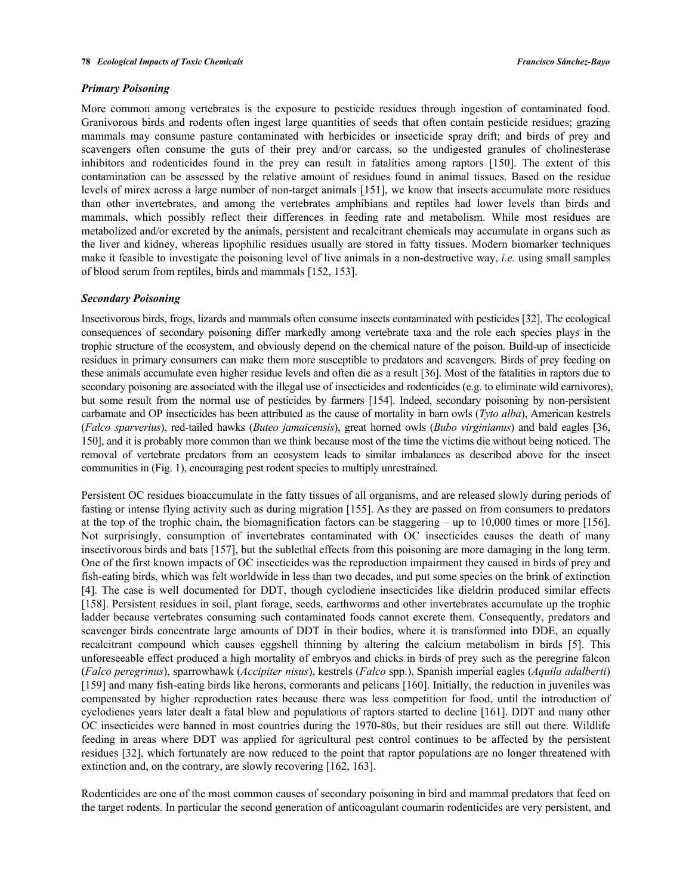### *Primary Poisoning*

More common among vertebrates is the exposure to pesticide residues through ingestion of contaminated food. Granivorous birds and rodents often ingest large quantities of seeds that often contain pesticide residues; grazing mammals may consume pasture contaminated with herbicides or insecticide spray drift; and birds of prey and scavengers often consume the guts of their prey and/or carcass, so the undigested granules of cholinesterase inhibitors and rodenticides found in the prey can result in fatalities among raptors [150]. The extent of this contamination can be assessed by the relative amount of residues found in animal tissues. Based on the residue levels of mirex across a large number of non-target animals [151], we know that insects accumulate more residues than other invertebrates, and among the vertebrates amphibians and reptiles had lower levels than birds and mammals, which possibly reflect their differences in feeding rate and metabolism. While most residues are metabolized and/or excreted by the animals, persistent and recalcitrant chemicals may accumulate in organs such as the liver and kidney, whereas lipophilic residues usually are stored in fatty tissues. Modern biomarker techniques make it feasible to investigate the poisoning level of live animals in a non-destructive way, *i.e.* using small samples of blood serum from reptiles, birds and mammals [152, 153].

### *Secondary Poisoning*

Insectivorous birds, frogs, lizards and mammals often consume insects contaminated with pesticides [32]. The ecological consequences of secondary poisoning differ markedly among vertebrate taxa and the role each species plays in the trophic structure of the ecosystem, and obviously depend on the chemical nature of the poison. Build-up of insecticide residues in primary consumers can make them more susceptible to predators and scavengers. Birds of prey feeding on these animals accumulate even higher residue levels and often die as a result [36]. Most of the fatalities in raptors due to secondary poisoning are associated with the illegal use of insecticides and rodenticides (e.g. to eliminate wild carnivores), but some result from the normal use of pesticides by farmers [154]. Indeed, secondary poisoning by non-persistent carbamate and OP insecticides has been attributed as the cause of mortality in barn owls (*Tyto alba*), American kestrels (*Falco sparverius*), red-tailed hawks (*Buteo jamaicensis*), great horned owls (*Bubo virginianus*) and bald eagles [36, 150], and it is probably more common than we think because most of the time the victims die without being noticed. The removal of vertebrate predators from an ecosystem leads to similar imbalances as described above for the insect communities in (Fig. 1), encouraging pest rodent species to multiply unrestrained.

Persistent OC residues bioaccumulate in the fatty tissues of all organisms, and are released slowly during periods of fasting or intense flying activity such as during migration [155]. As they are passed on from consumers to predators at the top of the trophic chain, the biomagnification factors can be staggering – up to 10,000 times or more [156]. Not surprisingly, consumption of invertebrates contaminated with OC insecticides causes the death of many insectivorous birds and bats [157], but the sublethal effects from this poisoning are more damaging in the long term. One of the first known impacts of OC insecticides was the reproduction impairment they caused in birds of prey and fish-eating birds, which was felt worldwide in less than two decades, and put some species on the brink of extinction [4]. The case is well documented for DDT, though cyclodiene insecticides like dieldrin produced similar effects [158]. Persistent residues in soil, plant forage, seeds, earthworms and other invertebrates accumulate up the trophic ladder because vertebrates consuming such contaminated foods cannot excrete them. Consequently, predators and scavenger birds concentrate large amounts of DDT in their bodies, where it is transformed into DDE, an equally recalcitrant compound which causes eggshell thinning by altering the calcium metabolism in birds [5]. This unforeseeable effect produced a high mortality of embryos and chicks in birds of prey such as the peregrine falcon (*Falco peregrinus*), sparrowhawk (*Accipiter nisus*), kestrels (*Falco* spp.), Spanish imperial eagles (*Aquila adalberti*) [159] and many fish-eating birds like herons, cormorants and pelicans [160]. Initially, the reduction in juveniles was compensated by higher reproduction rates because there was less competition for food, until the introduction of cyclodienes years later dealt a fatal blow and populations of raptors started to decline [161]. DDT and many other OC insecticides were banned in most countries during the 1970-80s, but their residues are still out there. Wildlife feeding in areas where DDT was applied for agricultural pest control continues to be affected by the persistent residues [32], which fortunately are now reduced to the point that raptor populations are no longer threatened with extinction and, on the contrary, are slowly recovering [162, 163].

Rodenticides are one of the most common causes of secondary poisoning in bird and mammal predators that feed on the target rodents. In particular the second generation of anticoagulant coumarin rodenticides are very persistent, and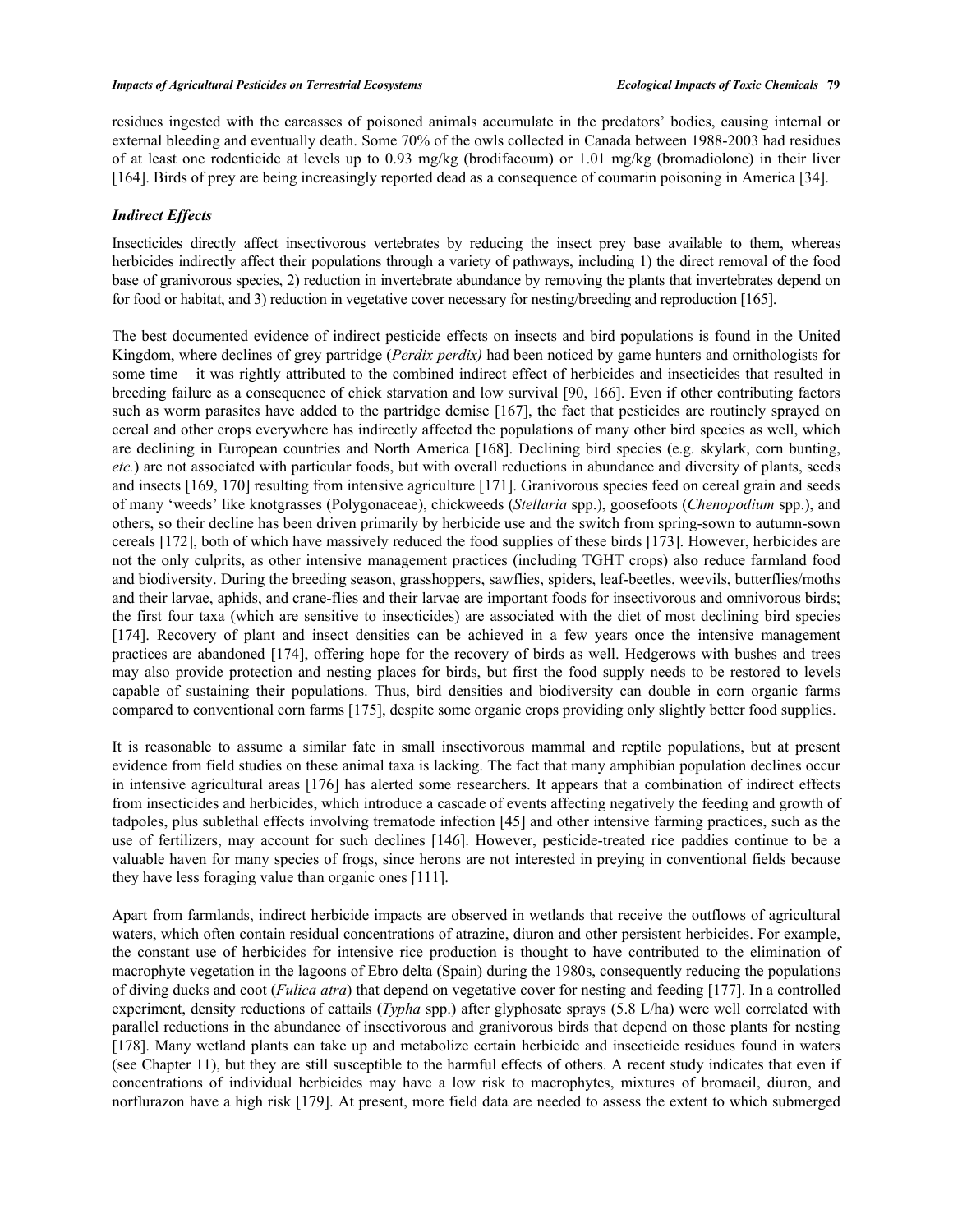residues ingested with the carcasses of poisoned animals accumulate in the predators' bodies, causing internal or external bleeding and eventually death. Some 70% of the owls collected in Canada between 1988-2003 had residues of at least one rodenticide at levels up to 0.93 mg/kg (brodifacoum) or 1.01 mg/kg (bromadiolone) in their liver [164]. Birds of prey are being increasingly reported dead as a consequence of coumarin poisoning in America [34].

### *Indirect Effects*

Insecticides directly affect insectivorous vertebrates by reducing the insect prey base available to them, whereas herbicides indirectly affect their populations through a variety of pathways, including 1) the direct removal of the food base of granivorous species, 2) reduction in invertebrate abundance by removing the plants that invertebrates depend on for food or habitat, and 3) reduction in vegetative cover necessary for nesting/breeding and reproduction [165].

The best documented evidence of indirect pesticide effects on insects and bird populations is found in the United Kingdom, where declines of grey partridge (*Perdix perdix)* had been noticed by game hunters and ornithologists for some time – it was rightly attributed to the combined indirect effect of herbicides and insecticides that resulted in breeding failure as a consequence of chick starvation and low survival [90, 166]. Even if other contributing factors such as worm parasites have added to the partridge demise [167], the fact that pesticides are routinely sprayed on cereal and other crops everywhere has indirectly affected the populations of many other bird species as well, which are declining in European countries and North America [168]. Declining bird species (e.g. skylark, corn bunting, *etc.*) are not associated with particular foods, but with overall reductions in abundance and diversity of plants, seeds and insects [169, 170] resulting from intensive agriculture [171]. Granivorous species feed on cereal grain and seeds of many 'weeds' like knotgrasses (Polygonaceae), chickweeds (*Stellaria* spp.), goosefoots (*Chenopodium* spp.), and others, so their decline has been driven primarily by herbicide use and the switch from spring-sown to autumn-sown cereals [172], both of which have massively reduced the food supplies of these birds [173]. However, herbicides are not the only culprits, as other intensive management practices (including TGHT crops) also reduce farmland food and biodiversity. During the breeding season, grasshoppers, sawflies, spiders, leaf-beetles, weevils, butterflies/moths and their larvae, aphids, and crane-flies and their larvae are important foods for insectivorous and omnivorous birds; the first four taxa (which are sensitive to insecticides) are associated with the diet of most declining bird species [174]. Recovery of plant and insect densities can be achieved in a few years once the intensive management practices are abandoned [174], offering hope for the recovery of birds as well. Hedgerows with bushes and trees may also provide protection and nesting places for birds, but first the food supply needs to be restored to levels capable of sustaining their populations. Thus, bird densities and biodiversity can double in corn organic farms compared to conventional corn farms [175], despite some organic crops providing only slightly better food supplies.

It is reasonable to assume a similar fate in small insectivorous mammal and reptile populations, but at present evidence from field studies on these animal taxa is lacking. The fact that many amphibian population declines occur in intensive agricultural areas [176] has alerted some researchers. It appears that a combination of indirect effects from insecticides and herbicides, which introduce a cascade of events affecting negatively the feeding and growth of tadpoles, plus sublethal effects involving trematode infection [45] and other intensive farming practices, such as the use of fertilizers, may account for such declines [146]. However, pesticide-treated rice paddies continue to be a valuable haven for many species of frogs, since herons are not interested in preying in conventional fields because they have less foraging value than organic ones [111].

Apart from farmlands, indirect herbicide impacts are observed in wetlands that receive the outflows of agricultural waters, which often contain residual concentrations of atrazine, diuron and other persistent herbicides. For example, the constant use of herbicides for intensive rice production is thought to have contributed to the elimination of macrophyte vegetation in the lagoons of Ebro delta (Spain) during the 1980s, consequently reducing the populations of diving ducks and coot (*Fulica atra*) that depend on vegetative cover for nesting and feeding [177]. In a controlled experiment, density reductions of cattails (*Typha* spp.) after glyphosate sprays (5.8 L/ha) were well correlated with parallel reductions in the abundance of insectivorous and granivorous birds that depend on those plants for nesting [178]. Many wetland plants can take up and metabolize certain herbicide and insecticide residues found in waters (see Chapter 11), but they are still susceptible to the harmful effects of others. A recent study indicates that even if concentrations of individual herbicides may have a low risk to macrophytes, mixtures of bromacil, diuron, and norflurazon have a high risk [179]. At present, more field data are needed to assess the extent to which submerged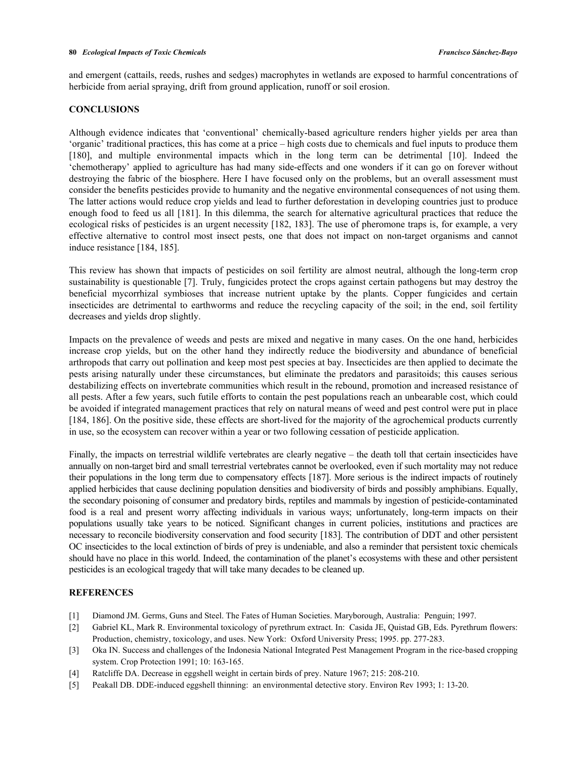and emergent (cattails, reeds, rushes and sedges) macrophytes in wetlands are exposed to harmful concentrations of herbicide from aerial spraying, drift from ground application, runoff or soil erosion.

## CONCLUSIONS

Although evidence indicates that 'conventional' chemically-based agriculture renders higher yields per area than 'organic' traditional practices, this has come at a price – high costs due to chemicals and fuel inputs to produce them [180], and multiple environmental impacts which in the long term can be detrimental [10]. Indeed the 'chemotherapy' applied to agriculture has had many side-effects and one wonders if it can go on forever without destroying the fabric of the biosphere. Here I have focused only on the problems, but an overall assessment must consider the benefits pesticides provide to humanity and the negative environmental consequences of not using them. The latter actions would reduce crop yields and lead to further deforestation in developing countries just to produce enough food to feed us all [181]. In this dilemma, the search for alternative agricultural practices that reduce the ecological risks of pesticides is an urgent necessity [182, 183]. The use of pheromone traps is, for example, a very effective alternative to control most insect pests, one that does not impact on non-target organisms and cannot induce resistance [184, 185].

This review has shown that impacts of pesticides on soil fertility are almost neutral, although the long-term crop sustainability is questionable [7]. Truly, fungicides protect the crops against certain pathogens but may destroy the beneficial mycorrhizal symbioses that increase nutrient uptake by the plants. Copper fungicides and certain insecticides are detrimental to earthworms and reduce the recycling capacity of the soil; in the end, soil fertility decreases and yields drop slightly.

Impacts on the prevalence of weeds and pests are mixed and negative in many cases. On the one hand, herbicides increase crop yields, but on the other hand they indirectly reduce the biodiversity and abundance of beneficial arthropods that carry out pollination and keep most pest species at bay. Insecticides are then applied to decimate the pests arising naturally under these circumstances, but eliminate the predators and parasitoids; this causes serious destabilizing effects on invertebrate communities which result in the rebound, promotion and increased resistance of all pests. After a few years, such futile efforts to contain the pest populations reach an unbearable cost, which could be avoided if integrated management practices that rely on natural means of weed and pest control were put in place [184, 186]. On the positive side, these effects are short-lived for the majority of the agrochemical products currently in use, so the ecosystem can recover within a year or two following cessation of pesticide application.

Finally, the impacts on terrestrial wildlife vertebrates are clearly negative – the death toll that certain insecticides have annually on non-target bird and small terrestrial vertebrates cannot be overlooked, even if such mortality may not reduce their populations in the long term due to compensatory effects [187]. More serious is the indirect impacts of routinely applied herbicides that cause declining population densities and biodiversity of birds and possibly amphibians. Equally, the secondary poisoning of consumer and predatory birds, reptiles and mammals by ingestion of pesticide-contaminated food is a real and present worry affecting individuals in various ways; unfortunately, long-term impacts on their populations usually take years to be noticed. Significant changes in current policies, institutions and practices are necessary to reconcile biodiversity conservation and food security [183]. The contribution of DDT and other persistent OC insecticides to the local extinction of birds of prey is undeniable, and also a reminder that persistent toxic chemicals should have no place in this world. Indeed, the contamination of the planet's ecosystems with these and other persistent pesticides is an ecological tragedy that will take many decades to be cleaned up.

## REFERENCES

[1] Diamond JM. Germs, Guns and Steel. The Fates of Human Societies. Maryborough, Australia: Penguin; 1997.

[2] Gabriel KL, Mark R. Environmental toxicology of pyrethrum extract. In: Casida JE, Quistad GB, Eds. Pyrethrum flowers: Production, chemistry, toxicology, and uses. New York: Oxford University Press; 1995. pp. 277-283.

[3] Oka IN. Success and challenges of the Indonesia National Integrated Pest Management Program in the rice-based cropping system. Crop Protection 1991; 10: 163-165.

[4] Ratcliffe DA. Decrease in eggshell weight in certain birds of prey. Nature 1967; 215: 208-210.

[5] Peakall DB. DDE-induced eggshell thinning: an environmental detective story. Environ Rev 1993; 1: 13-20.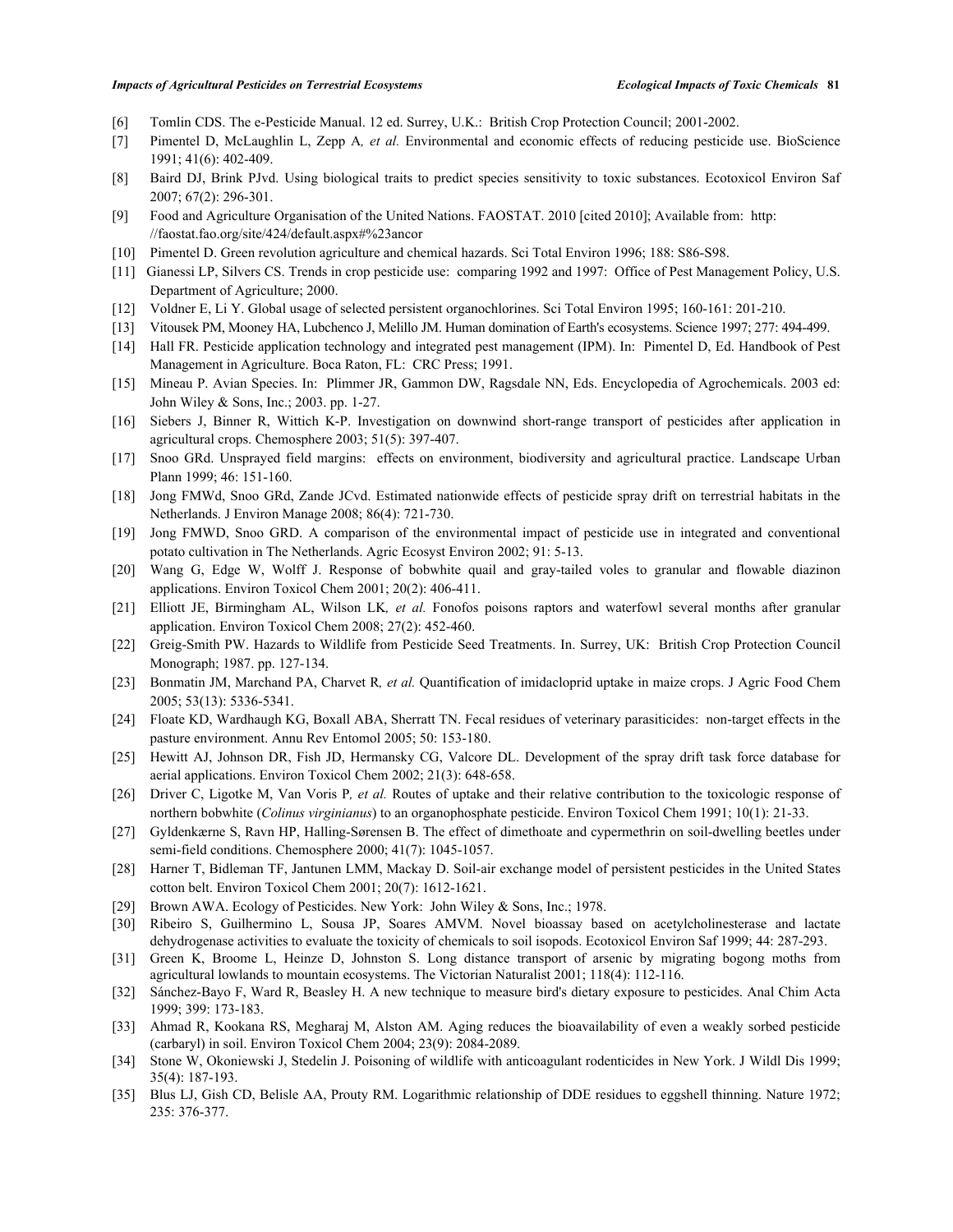[6] Tomlin CDS. The e-Pesticide Manual. 12 ed. Surrey, U.K.: British Crop Protection Council; 2001-2002.

[7] Pimentel D, McLaughlin L, Zepp A*, et al.* Environmental and economic effects of reducing pesticide use. BioScience 1991; 41(6): 402-409.

[8] Baird DJ, Brink PJvd. Using biological traits to predict species sensitivity to toxic substances. Ecotoxicol Environ Saf 2007; 67(2): 296-301.

[9] Food and Agriculture Organisation of the United Nations. FAOSTAT. 2010 [cited 2010]; Available from: http: //faostat.fao.org/site/424/default.aspx#%23ancor

[10] Pimentel D. Green revolution agriculture and chemical hazards. Sci Total Environ 1996; 188: S86-S98.

[11] Gianessi LP, Silvers CS. Trends in crop pesticide use: comparing 1992 and 1997: Office of Pest Management Policy, U.S. Department of Agriculture; 2000.

[12] Voldner E, Li Y. Global usage of selected persistent organochlorines. Sci Total Environ 1995; 160-161: 201-210.

[13] Vitousek PM, Mooney HA, Lubchenco J, Melillo JM. Human domination of Earth's ecosystems. Science 1997; 277: 494-499.

[14] Hall FR. Pesticide application technology and integrated pest management (IPM). In: Pimentel D, Ed. Handbook of Pest Management in Agriculture. Boca Raton, FL: CRC Press; 1991.

[15] Mineau P. Avian Species. In: Plimmer JR, Gammon DW, Ragsdale NN, Eds. Encyclopedia of Agrochemicals. 2003 ed: John Wiley & Sons, Inc.; 2003. pp. 1-27.

[16] Siebers J, Binner R, Wittich K-P. Investigation on downwind short-range transport of pesticides after application in agricultural crops. Chemosphere 2003; 51(5): 397-407.

[17] Snoo GRd. Unsprayed field margins: effects on environment, biodiversity and agricultural practice. Landscape Urban Plann 1999; 46: 151-160.

[18] Jong FMWd, Snoo GRd, Zande JCvd. Estimated nationwide effects of pesticide spray drift on terrestrial habitats in the Netherlands. J Environ Manage 2008; 86(4): 721-730.

[19] Jong FMWD, Snoo GRD. A comparison of the environmental impact of pesticide use in integrated and conventional potato cultivation in The Netherlands. Agric Ecosyst Environ 2002; 91: 5-13.

[20] Wang G, Edge W, Wolff J. Response of bobwhite quail and gray-tailed voles to granular and flowable diazinon applications. Environ Toxicol Chem 2001; 20(2): 406-411.

[21] Elliott JE, Birmingham AL, Wilson LK*, et al.* Fonofos poisons raptors and waterfowl several months after granular application. Environ Toxicol Chem 2008; 27(2): 452-460.

[22] Greig-Smith PW. Hazards to Wildlife from Pesticide Seed Treatments. In. Surrey, UK: British Crop Protection Council Monograph; 1987. pp. 127-134.

[23] Bonmatin JM, Marchand PA, Charvet R*, et al.* Quantification of imidacloprid uptake in maize crops. J Agric Food Chem 2005; 53(13): 5336-5341.

[24] Floate KD, Wardhaugh KG, Boxall ABA, Sherratt TN. Fecal residues of veterinary parasiticides: non-target effects in the pasture environment. Annu Rev Entomol 2005; 50: 153-180.

[25] Hewitt AJ, Johnson DR, Fish JD, Hermansky CG, Valcore DL. Development of the spray drift task force database for aerial applications. Environ Toxicol Chem 2002; 21(3): 648-658.

[26] Driver C, Ligotke M, Van Voris P*, et al.* Routes of uptake and their relative contribution to the toxicologic response of northern bobwhite (*Colinus virginianus*) to an organophosphate pesticide. Environ Toxicol Chem 1991; 10(1): 21-33.

[27] Gyldenkærne S, Ravn HP, Halling-Sørensen B. The effect of dimethoate and cypermethrin on soil-dwelling beetles under semi-field conditions. Chemosphere 2000; 41(7): 1045-1057.

[28] Harner T, Bidleman TF, Jantunen LMM, Mackay D. Soil-air exchange model of persistent pesticides in the United States cotton belt. Environ Toxicol Chem 2001; 20(7): 1612-1621.

[29] Brown AWA. Ecology of Pesticides. New York: John Wiley & Sons, Inc.; 1978.

[30] Ribeiro S, Guilhermino L, Sousa JP, Soares AMVM. Novel bioassay based on acetylcholinesterase and lactate dehydrogenase activities to evaluate the toxicity of chemicals to soil isopods. Ecotoxicol Environ Saf 1999; 44: 287-293.

[31] Green K, Broome L, Heinze D, Johnston S. Long distance transport of arsenic by migrating bogong moths from agricultural lowlands to mountain ecosystems. The Victorian Naturalist 2001; 118(4): 112-116.

[32] Sánchez-Bayo F, Ward R, Beasley H. A new technique to measure bird's dietary exposure to pesticides. Anal Chim Acta 1999; 399: 173-183.

[33] Ahmad R, Kookana RS, Megharaj M, Alston AM. Aging reduces the bioavailability of even a weakly sorbed pesticide (carbaryl) in soil. Environ Toxicol Chem 2004; 23(9): 2084-2089.

[34] Stone W, Okoniewski J, Stedelin J. Poisoning of wildlife with anticoagulant rodenticides in New York. J Wildl Dis 1999; 35(4): 187-193.

[35] Blus LJ, Gish CD, Belisle AA, Prouty RM. Logarithmic relationship of DDE residues to eggshell thinning. Nature 1972; 235: 376-377.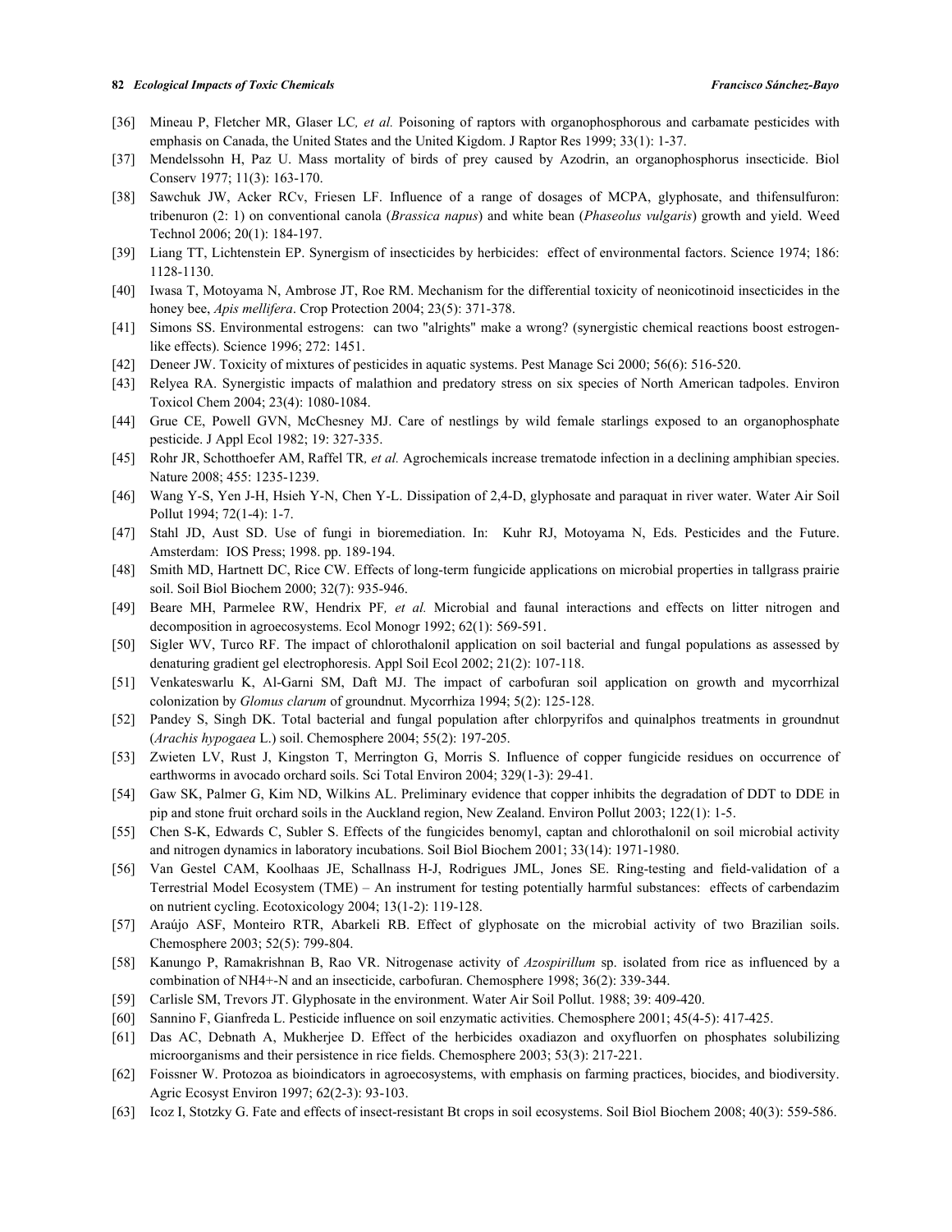[36] Mineau P, Fletcher MR, Glaser LC, *et al.* Poisoning of raptors with organophosphorous and carbamate pesticides with emphasis on Canada, the United States and the United Kigdom. J Raptor Res 1999; 33(1): 1-37.

[37] Mendelssohn H, Paz U. Mass mortality of birds of prey caused by Azodrin, an organophosphorus insecticide. Biol Conserv 1977; 11(3): 163-170.

[38] Sawchuk JW, Acker RCv, Friesen LF. Influence of a range of dosages of MCPA, glyphosate, and thifensulfuron: tribenuron (2: 1) on conventional canola (*Brassica napus*) and white bean (*Phaseolus vulgaris*) growth and yield. Weed Technol 2006; 20(1): 184-197.

[39] Liang TT, Lichtenstein EP. Synergism of insecticides by herbicides: effect of environmental factors. Science 1974; 186: 1128-1130.

[40] Iwasa T, Motoyama N, Ambrose JT, Roe RM. Mechanism for the differential toxicity of neonicotinoid insecticides in the honey bee, *Apis mellifera*. Crop Protection 2004; 23(5): 371-378.

[41] Simons SS. Environmental estrogens: can two "alrights" make a wrong? (synergistic chemical reactions boost estrogen-like effects). Science 1996; 272: 1451.

[42] Deneer JW. Toxicity of mixtures of pesticides in aquatic systems. Pest Manage Sci 2000; 56(6): 516-520.

[43] Relyea RA. Synergistic impacts of malathion and predatory stress on six species of North American tadpoles. Environ Toxicol Chem 2004; 23(4): 1080-1084.

[44] Grue CE, Powell GVN, McChesney MJ. Care of nestlings by wild female starlings exposed to an organophosphate pesticide. J Appl Ecol 1982; 19: 327-335.

[45] Rohr JR, Schotthoefer AM, Raffel TR, *et al.* Agrochemicals increase trematode infection in a declining amphibian species. Nature 2008; 455: 1235-1239.

[46] Wang Y-S, Yen J-H, Hsieh Y-N, Chen Y-L. Dissipation of 2,4-D, glyphosate and paraquat in river water. Water Air Soil Pollut 1994; 72(1-4): 1-7.

[47] Stahl JD, Aust SD. Use of fungi in bioremediation. In: Kuhr RJ, Motoyama N, Eds. Pesticides and the Future. Amsterdam: IOS Press; 1998. pp. 189-194.

[48] Smith MD, Hartnett DC, Rice CW. Effects of long-term fungicide applications on microbial properties in tallgrass prairie soil. Soil Biol Biochem 2000; 32(7): 935-946.

[49] Beare MH, Parmelee RW, Hendrix PF, *et al.* Microbial and faunal interactions and effects on litter nitrogen and decomposition in agroecosystems. Ecol Monogr 1992; 62(1): 569-591.

[50] Sigler WV, Turco RF. The impact of chlorothalonil application on soil bacterial and fungal populations as assessed by denaturing gradient gel electrophoresis. Appl Soil Ecol 2002; 21(2): 107-118.

[51] Venkateswarlu K, Al-Garni SM, Daft MJ. The impact of carbofuran soil application on growth and mycorrhizal colonization by *Glomus clarum* of groundnut. Mycorrhiza 1994; 5(2): 125-128.

[52] Pandey S, Singh DK. Total bacterial and fungal population after chlorpyrifos and quinalphos treatments in groundnut (*Arachis hypogaea* L.) soil. Chemosphere 2004; 55(2): 197-205.

[53] Zwieten LV, Rust J, Kingston T, Merrington G, Morris S. Influence of copper fungicide residues on occurrence of earthworms in avocado orchard soils. Sci Total Environ 2004; 329(1-3): 29-41.

[54] Gaw SK, Palmer G, Kim ND, Wilkins AL. Preliminary evidence that copper inhibits the degradation of DDT to DDE in pip and stone fruit orchard soils in the Auckland region, New Zealand. Environ Pollut 2003; 122(1): 1-5.

[55] Chen S-K, Edwards C, Subler S. Effects of the fungicides benomyl, captan and chlorothalonil on soil microbial activity and nitrogen dynamics in laboratory incubations. Soil Biol Biochem 2001; 33(14): 1971-1980.

[56] Van Gestel CAM, Koolhaas JE, Schallnass H-J, Rodrigues JML, Jones SE. Ring-testing and field-validation of a Terrestrial Model Ecosystem (TME) – An instrument for testing potentially harmful substances: effects of carbendazim on nutrient cycling. Ecotoxicology 2004; 13(1-2): 119-128.

[57] Araújo ASF, Monteiro RTR, Abarkeli RB. Effect of glyphosate on the microbial activity of two Brazilian soils. Chemosphere 2003; 52(5): 799-804.

[58] Kanungo P, Ramakrishnan B, Rao VR. Nitrogenase activity of *Azospirillum* sp. isolated from rice as influenced by a combination of NH4+-N and an insecticide, carbofuran. Chemosphere 1998; 36(2): 339-344.

[59] Carlisle SM, Trevors JT. Glyphosate in the environment. Water Air Soil Pollut. 1988; 39: 409-420.

[60] Sannino F, Gianfreda L. Pesticide influence on soil enzymatic activities. Chemosphere 2001; 45(4-5): 417-425.

[61] Das AC, Debnath A, Mukherjee D. Effect of the herbicides oxadiazon and oxyfluorfen on phosphates solubilizing microorganisms and their persistence in rice fields. Chemosphere 2003; 53(3): 217-221.

[62] Foissner W. Protozoa as bioindicators in agroecosystems, with emphasis on farming practices, biocides, and biodiversity. Agric Ecosyst Environ 1997; 62(2-3): 93-103.

[63] Icoz I, Stotzky G. Fate and effects of insect-resistant Bt crops in soil ecosystems. Soil Biol Biochem 2008; 40(3): 559-586.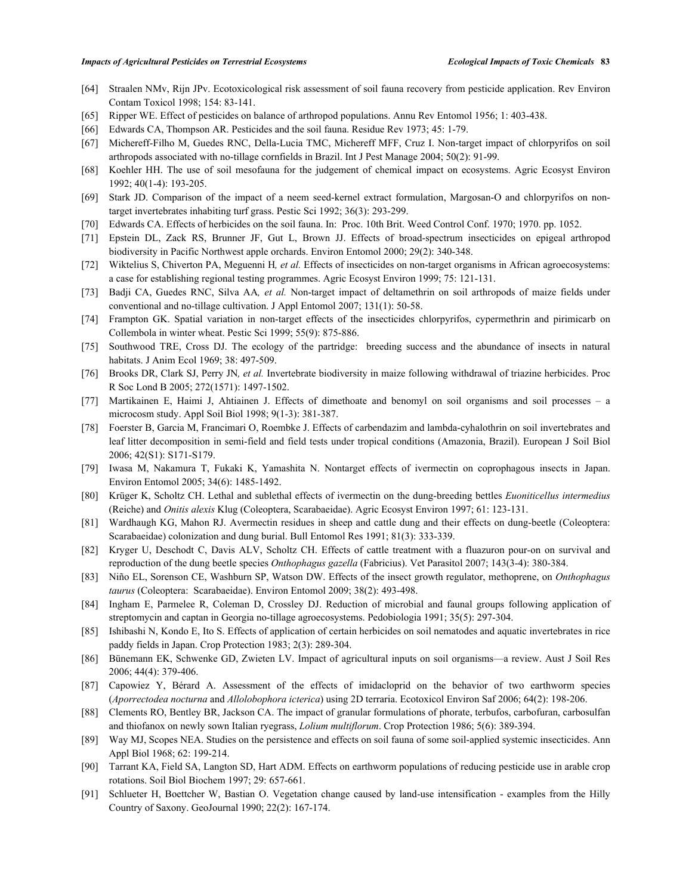[64] Straalen NMv, Rijn JPv. Ecotoxicological risk assessment of soil fauna recovery from pesticide application. Rev Environ Contam Toxicol 1998; 154: 83-141.

[65] Ripper WE. Effect of pesticides on balance of arthropod populations. Annu Rev Entomol 1956; 1: 403-438.

[66] Edwards CA, Thompson AR. Pesticides and the soil fauna. Residue Rev 1973; 45: 1-79.

[67] Michereff-Filho M, Guedes RNC, Della-Lucia TMC, Michereff MFF, Cruz I. Non-target impact of chlorpyrifos on soil arthropods associated with no-tillage cornfields in Brazil. Int J Pest Manage 2004; 50(2): 91-99.

[68] Koehler HH. The use of soil mesofauna for the judgement of chemical impact on ecosystems. Agric Ecosyst Environ 1992; 40(1-4): 193-205.

[69] Stark JD. Comparison of the impact of a neem seed-kernel extract formulation, Margosan-O and chlorpyrifos on non-target invertebrates inhabiting turf grass. Pestic Sci 1992; 36(3): 293-299.

[70] Edwards CA. Effects of herbicides on the soil fauna. In: Proc. 10th Brit. Weed Control Conf. 1970; 1970. pp. 1052.

[71] Epstein DL, Zack RS, Brunner JF, Gut L, Brown JJ. Effects of broad-spectrum insecticides on epigeal arthropod biodiversity in Pacific Northwest apple orchards. Environ Entomol 2000; 29(2): 340-348.

[72] Wiktelius S, Chiverton PA, Meguenni H*, et al.* Effects of insecticides on non-target organisms in African agroecosystems: a case for establishing regional testing programmes. Agric Ecosyst Environ 1999; 75: 121-131.

[73] Badji CA, Guedes RNC, Silva AA*, et al.* Non-target impact of deltamethrin on soil arthropods of maize fields under conventional and no-tillage cultivation. J Appl Entomol 2007; 131(1): 50-58.

[74] Frampton GK. Spatial variation in non-target effects of the insecticides chlorpyrifos, cypermethrin and pirimicarb on Collembola in winter wheat. Pestic Sci 1999; 55(9): 875-886.

[75] Southwood TRE, Cross DJ. The ecology of the partridge: breeding success and the abundance of insects in natural habitats. J Anim Ecol 1969; 38: 497-509.

[76] Brooks DR, Clark SJ, Perry JN*, et al.* Invertebrate biodiversity in maize following withdrawal of triazine herbicides. Proc R Soc Lond B 2005; 272(1571): 1497-1502.

[77] Martikainen E, Haimi J, Ahtiainen J. Effects of dimethoate and benomyl on soil organisms and soil processes – a microcosm study. Appl Soil Biol 1998; 9(1-3): 381-387.

[78] Foerster B, Garcia M, Francimari O, Roembke J. Effects of carbendazim and lambda-cyhalothrin on soil invertebrates and leaf litter decomposition in semi-field and field tests under tropical conditions (Amazonia, Brazil). European J Soil Biol 2006; 42(S1): S171-S179.

[79] Iwasa M, Nakamura T, Fukaki K, Yamashita N. Nontarget effects of ivermectin on coprophagous insects in Japan. Environ Entomol 2005; 34(6): 1485-1492.

[80] Krüger K, Scholtz CH. Lethal and sublethal effects of ivermectin on the dung-breeding bettles *Euoniticellus intermedius* (Reiche) and *Onitis alexis* Klug (Coleoptera, Scarabaeidae). Agric Ecosyst Environ 1997; 61: 123-131.

[81] Wardhaugh KG, Mahon RJ. Avermectin residues in sheep and cattle dung and their effects on dung-beetle (Coleoptera: Scarabaeidae) colonization and dung burial. Bull Entomol Res 1991; 81(3): 333-339.

[82] Kryger U, Deschodt C, Davis ALV, Scholtz CH. Effects of cattle treatment with a fluazuron pour-on on survival and reproduction of the dung beetle species *Onthophagus gazella* (Fabricius). Vet Parasitol 2007; 143(3-4): 380-384.

[83] Niño EL, Sorenson CE, Washburn SP, Watson DW. Effects of the insect growth regulator, methoprene, on *Onthophagus taurus* (Coleoptera: Scarabaeidae). Environ Entomol 2009; 38(2): 493-498.

[84] Ingham E, Parmelee R, Coleman D, Crossley DJ. Reduction of microbial and faunal groups following application of streptomycin and captan in Georgia no-tillage agroecosystems. Pedobiologia 1991; 35(5): 297-304.

[85] Ishibashi N, Kondo E, Ito S. Effects of application of certain herbicides on soil nematodes and aquatic invertebrates in rice paddy fields in Japan. Crop Protection 1983; 2(3): 289-304.

[86] Bünemann EK, Schwenke GD, Zwieten LV. Impact of agricultural inputs on soil organisms—a review. Aust J Soil Res 2006; 44(4): 379-406.

[87] Capowiez Y, Bérard A. Assessment of the effects of imidacloprid on the behavior of two earthworm species (*Aporrectodea nocturna* and *Allolobophora icterica*) using 2D terraria. Ecotoxicol Environ Saf 2006; 64(2): 198-206.

[88] Clements RO, Bentley BR, Jackson CA. The impact of granular formulations of phorate, terbufos, carbofuran, carbosulfan and thiofanox on newly sown Italian ryegrass, *Lolium multiflorum*. Crop Protection 1986; 5(6): 389-394.

[89] Way MJ, Scopes NEA. Studies on the persistence and effects on soil fauna of some soil-applied systemic insecticides. Ann Appl Biol 1968; 62: 199-214.

[90] Tarrant KA, Field SA, Langton SD, Hart ADM. Effects on earthworm populations of reducing pesticide use in arable crop rotations. Soil Biol Biochem 1997; 29: 657-661.

[91] Schlueter H, Boettcher W, Bastian O. Vegetation change caused by land-use intensification - examples from the Hilly Country of Saxony. GeoJournal 1990; 22(2): 167-174.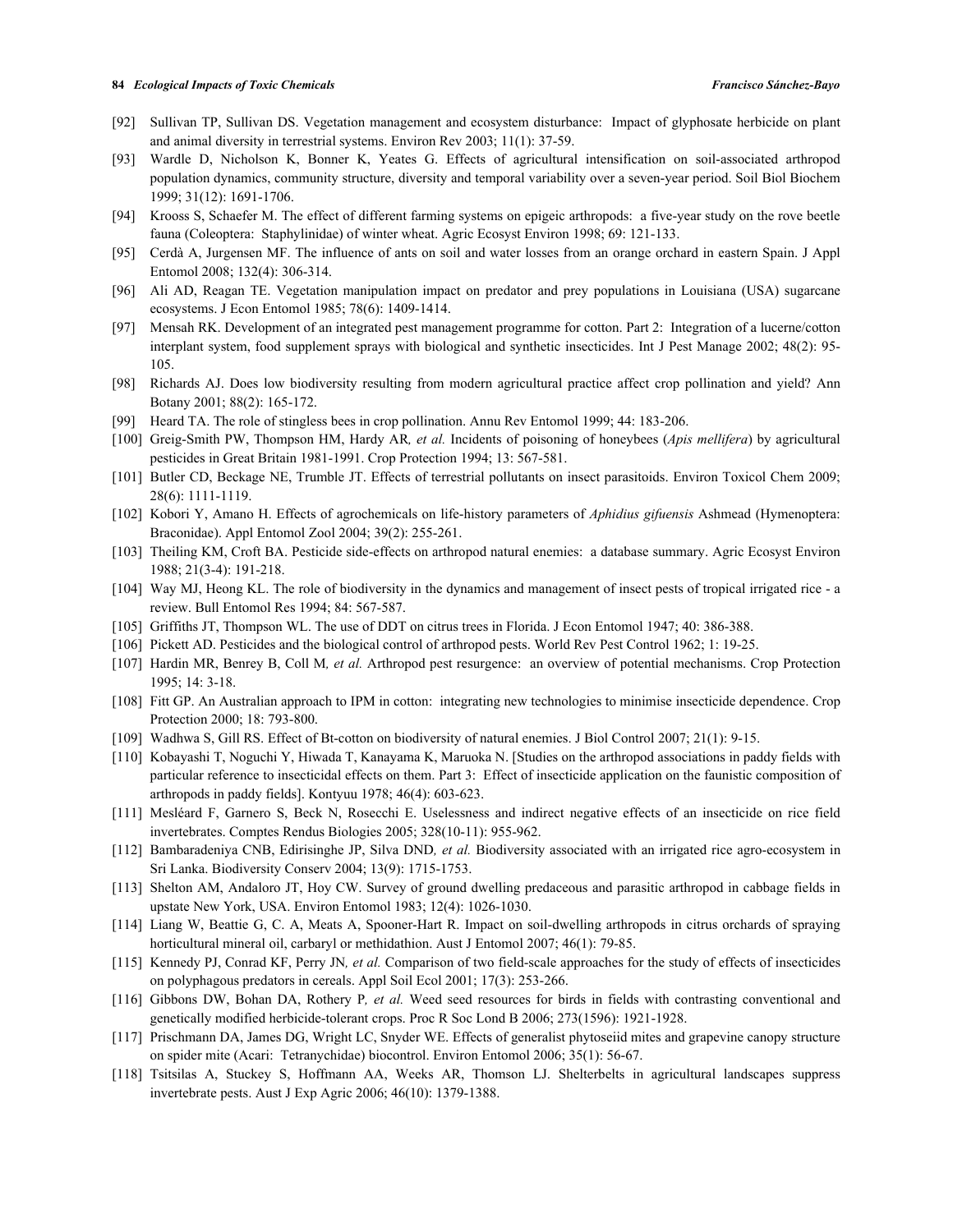[92] Sullivan TP, Sullivan DS. Vegetation management and ecosystem disturbance: Impact of glyphosate herbicide on plant and animal diversity in terrestrial systems. Environ Rev 2003; 11(1): 37-59.

[93] Wardle D, Nicholson K, Bonner K, Yeates G. Effects of agricultural intensification on soil-associated arthropod population dynamics, community structure, diversity and temporal variability over a seven-year period. Soil Biol Biochem 1999; 31(12): 1691-1706.

[94] Krooss S, Schaefer M. The effect of different farming systems on epigeic arthropods: a five-year study on the rove beetle fauna (Coleoptera: Staphylinidae) of winter wheat. Agric Ecosyst Environ 1998; 69: 121-133.

[95] Cerdà A, Jurgensen MF. The influence of ants on soil and water losses from an orange orchard in eastern Spain. J Appl Entomol 2008; 132(4): 306-314.

[96] Ali AD, Reagan TE. Vegetation manipulation impact on predator and prey populations in Louisiana (USA) sugarcane ecosystems. J Econ Entomol 1985; 78(6): 1409-1414.

[97] Mensah RK. Development of an integrated pest management programme for cotton. Part 2: Integration of a lucerne/cotton interplant system, food supplement sprays with biological and synthetic insecticides. Int J Pest Manage 2002; 48(2): 95-105.

[98] Richards AJ. Does low biodiversity resulting from modern agricultural practice affect crop pollination and yield? Ann Botany 2001; 88(2): 165-172.

[99] Heard TA. The role of stingless bees in crop pollination. Annu Rev Entomol 1999; 44: 183-206.

[100] Greig-Smith PW, Thompson HM, Hardy AR*, et al.* Incidents of poisoning of honeybees (*Apis mellifera*) by agricultural pesticides in Great Britain 1981-1991. Crop Protection 1994; 13: 567-581.

[101] Butler CD, Beckage NE, Trumble JT. Effects of terrestrial pollutants on insect parasitoids. Environ Toxicol Chem 2009; 28(6): 1111-1119.

[102] Kobori Y, Amano H. Effects of agrochemicals on life-history parameters of *Aphidius gifuensis* Ashmead (Hymenoptera: Braconidae). Appl Entomol Zool 2004; 39(2): 255-261.

[103] Theiling KM, Croft BA. Pesticide side-effects on arthropod natural enemies: a database summary. Agric Ecosyst Environ 1988; 21(3-4): 191-218.

[104] Way MJ, Heong KL. The role of biodiversity in the dynamics and management of insect pests of tropical irrigated rice - a review. Bull Entomol Res 1994; 84: 567-587.

[105] Griffiths JT, Thompson WL. The use of DDT on citrus trees in Florida. J Econ Entomol 1947; 40: 386-388.

[106] Pickett AD. Pesticides and the biological control of arthropod pests. World Rev Pest Control 1962; 1: 19-25.

[107] Hardin MR, Benrey B, Coll M*, et al.* Arthropod pest resurgence: an overview of potential mechanisms. Crop Protection 1995; 14: 3-18.

[108] Fitt GP. An Australian approach to IPM in cotton: integrating new technologies to minimise insecticide dependence. Crop Protection 2000; 18: 793-800.

[109] Wadhwa S, Gill RS. Effect of Bt-cotton on biodiversity of natural enemies. J Biol Control 2007; 21(1): 9-15.

[110] Kobayashi T, Noguchi Y, Hiwada T, Kanayama K, Maruoka N. [Studies on the arthropod associations in paddy fields with particular reference to insecticidal effects on them. Part 3: Effect of insecticide application on the faunistic composition of arthropods in paddy fields]. Kontyuu 1978; 46(4): 603-623.

[111] Mesléard F, Garnero S, Beck N, Rosecchi E. Uselessness and indirect negative effects of an insecticide on rice field invertebrates. Comptes Rendus Biologies 2005; 328(10-11): 955-962.

[112] Bambaradeniya CNB, Edirisinghe JP, Silva DND*, et al.* Biodiversity associated with an irrigated rice agro-ecosystem in Sri Lanka. Biodiversity Conserv 2004; 13(9): 1715-1753.

[113] Shelton AM, Andaloro JT, Hoy CW. Survey of ground dwelling predaceous and parasitic arthropod in cabbage fields in upstate New York, USA. Environ Entomol 1983; 12(4): 1026-1030.

[114] Liang W, Beattie G, C. A, Meats A, Spooner-Hart R. Impact on soil-dwelling arthropods in citrus orchards of spraying horticultural mineral oil, carbaryl or methidathion. Aust J Entomol 2007; 46(1): 79-85.

[115] Kennedy PJ, Conrad KF, Perry JN*, et al.* Comparison of two field-scale approaches for the study of effects of insecticides on polyphagous predators in cereals. Appl Soil Ecol 2001; 17(3): 253-266.

[116] Gibbons DW, Bohan DA, Rothery P*, et al.* Weed seed resources for birds in fields with contrasting conventional and genetically modified herbicide-tolerant crops. Proc R Soc Lond B 2006; 273(1596): 1921-1928.

[117] Prischmann DA, James DG, Wright LC, Snyder WE. Effects of generalist phytoseiid mites and grapevine canopy structure on spider mite (Acari: Tetranychidae) biocontrol. Environ Entomol 2006; 35(1): 56-67.

[118] Tsitsilas A, Stuckey S, Hoffmann AA, Weeks AR, Thomson LJ. Shelterbelts in agricultural landscapes suppress invertebrate pests. Aust J Exp Agric 2006; 46(10): 1379-1388.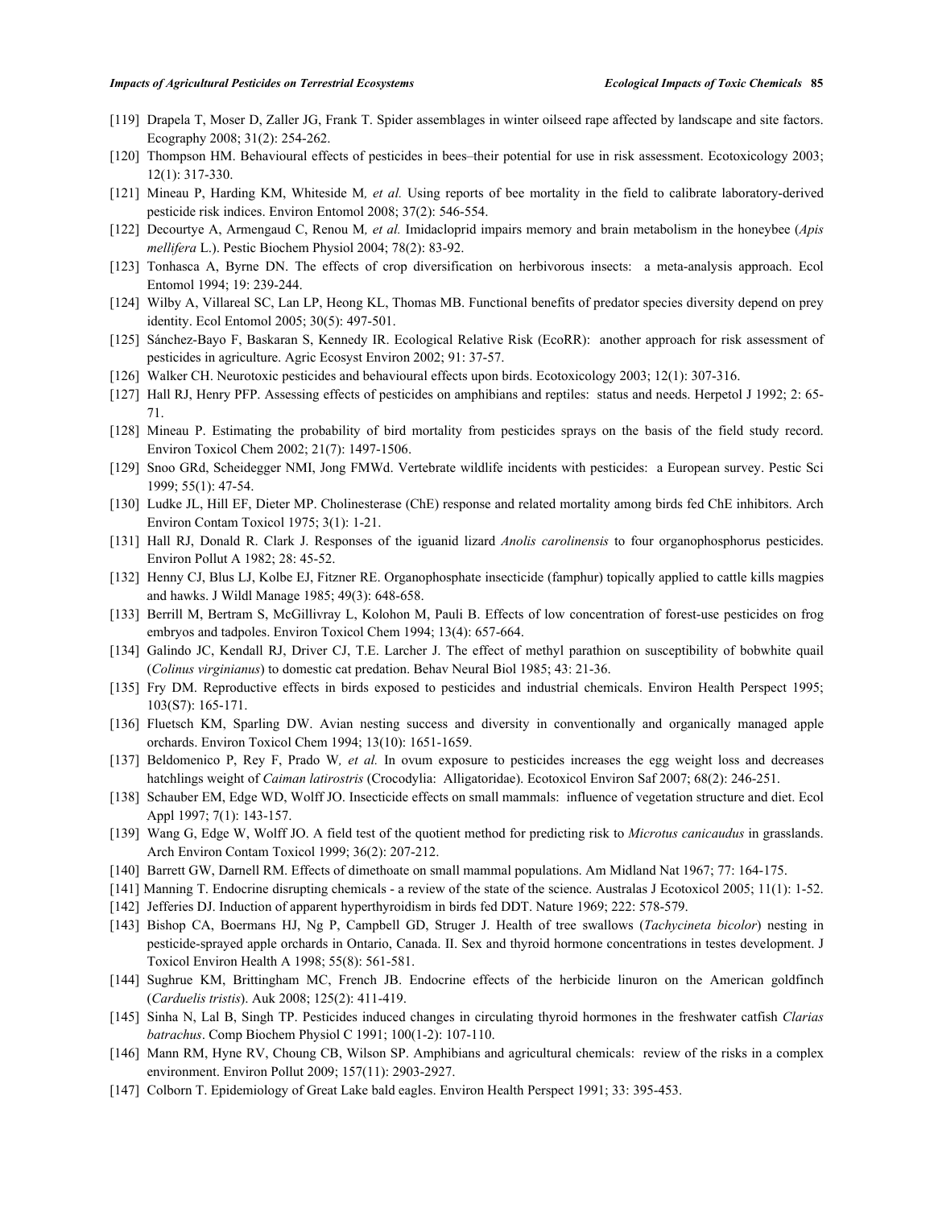[119] Drapela T, Moser D, Zaller JG, Frank T. Spider assemblages in winter oilseed rape affected by landscape and site factors. Ecography 2008; 31(2): 254-262.

[120] Thompson HM. Behavioural effects of pesticides in bees–their potential for use in risk assessment. Ecotoxicology 2003; 12(1): 317-330.

[121] Mineau P, Harding KM, Whiteside M*, et al.* Using reports of bee mortality in the field to calibrate laboratory-derived pesticide risk indices. Environ Entomol 2008; 37(2): 546-554.

[122] Decourtye A, Armengaud C, Renou M*, et al.* Imidacloprid impairs memory and brain metabolism in the honeybee (*Apis mellifera* L.). Pestic Biochem Physiol 2004; 78(2): 83-92.

[123] Tonhasca A, Byrne DN. The effects of crop diversification on herbivorous insects: a meta-analysis approach. Ecol Entomol 1994; 19: 239-244.

[124] Wilby A, Villareal SC, Lan LP, Heong KL, Thomas MB. Functional benefits of predator species diversity depend on prey identity. Ecol Entomol 2005; 30(5): 497-501.

[125] Sánchez-Bayo F, Baskaran S, Kennedy IR. Ecological Relative Risk (EcoRR): another approach for risk assessment of pesticides in agriculture. Agric Ecosyst Environ 2002; 91: 37-57.

[126] Walker CH. Neurotoxic pesticides and behavioural effects upon birds. Ecotoxicology 2003; 12(1): 307-316.

[127] Hall RJ, Henry PFP. Assessing effects of pesticides on amphibians and reptiles: status and needs. Herpetol J 1992; 2: 65-71.

[128] Mineau P. Estimating the probability of bird mortality from pesticides sprays on the basis of the field study record. Environ Toxicol Chem 2002; 21(7): 1497-1506.

[129] Snoo GRd, Scheidegger NMI, Jong FMWd. Vertebrate wildlife incidents with pesticides: a European survey. Pestic Sci 1999; 55(1): 47-54.

[130] Ludke JL, Hill EF, Dieter MP. Cholinesterase (ChE) response and related mortality among birds fed ChE inhibitors. Arch Environ Contam Toxicol 1975; 3(1): 1-21.

[131] Hall RJ, Donald R. Clark J. Responses of the iguanid lizard *Anolis carolinensis* to four organophosphorus pesticides. Environ Pollut A 1982; 28: 45-52.

[132] Henny CJ, Blus LJ, Kolbe EJ, Fitzner RE. Organophosphate insecticide (famphur) topically applied to cattle kills magpies and hawks. J Wildl Manage 1985; 49(3): 648-658.

[133] Berrill M, Bertram S, McGillivray L, Kolohon M, Pauli B. Effects of low concentration of forest-use pesticides on frog embryos and tadpoles. Environ Toxicol Chem 1994; 13(4): 657-664.

[134] Galindo JC, Kendall RJ, Driver CJ, T.E. Larcher J. The effect of methyl parathion on susceptibility of bobwhite quail (*Colinus virginianus*) to domestic cat predation. Behav Neural Biol 1985; 43: 21-36.

[135] Fry DM. Reproductive effects in birds exposed to pesticides and industrial chemicals. Environ Health Perspect 1995; 103(S7): 165-171.

[136] Fluetsch KM, Sparling DW. Avian nesting success and diversity in conventionally and organically managed apple orchards. Environ Toxicol Chem 1994; 13(10): 1651-1659.

[137] Beldomenico P, Rey F, Prado W*, et al.* In ovum exposure to pesticides increases the egg weight loss and decreases hatchlings weight of *Caiman latirostris* (Crocodylia: Alligatoridae). Ecotoxicol Environ Saf 2007; 68(2): 246-251.

[138] Schauber EM, Edge WD, Wolff JO. Insecticide effects on small mammals: influence of vegetation structure and diet. Ecol Appl 1997; 7(1): 143-157.

[139] Wang G, Edge W, Wolff JO. A field test of the quotient method for predicting risk to *Microtus canicaudus* in grasslands. Arch Environ Contam Toxicol 1999; 36(2): 207-212.

[140] Barrett GW, Darnell RM. Effects of dimethoate on small mammal populations. Am Midland Nat 1967; 77: 164-175.

[141] Manning T. Endocrine disrupting chemicals - a review of the state of the science. Australas J Ecotoxicol 2005; 11(1): 1-52.

[142] Jefferies DJ. Induction of apparent hyperthyroidism in birds fed DDT. Nature 1969; 222: 578-579.

[143] Bishop CA, Boermans HJ, Ng P, Campbell GD, Struger J. Health of tree swallows (*Tachycineta bicolor*) nesting in pesticide-sprayed apple orchards in Ontario, Canada. II. Sex and thyroid hormone concentrations in testes development. J Toxicol Environ Health A 1998; 55(8): 561-581.

[144] Sughrue KM, Brittingham MC, French JB. Endocrine effects of the herbicide linuron on the American goldfinch (*Carduelis tristis*). Auk 2008; 125(2): 411-419.

[145] Sinha N, Lal B, Singh TP. Pesticides induced changes in circulating thyroid hormones in the freshwater catfish *Clarias batrachus*. Comp Biochem Physiol C 1991; 100(1-2): 107-110.

[146] Mann RM, Hyne RV, Choung CB, Wilson SP. Amphibians and agricultural chemicals: review of the risks in a complex environment. Environ Pollut 2009; 157(11): 2903-2927.

[147] Colborn T. Epidemiology of Great Lake bald eagles. Environ Health Perspect 1991; 33: 395-453.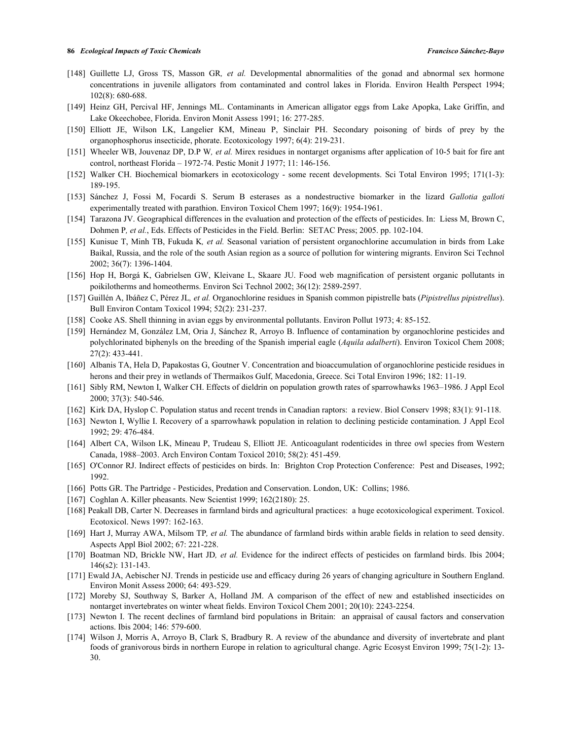[148] Guillette LJ, Gross TS, Masson GR*, et al.* Developmental abnormalities of the gonad and abnormal sex hormone concentrations in juvenile alligators from contaminated and control lakes in Florida. Environ Health Perspect 1994; 102(8): 680-688.

[149] Heinz GH, Percival HF, Jennings ML. Contaminants in American alligator eggs from Lake Apopka, Lake Griffin, and Lake Okeechobee, Florida. Environ Monit Assess 1991; 16: 277-285.

[150] Elliott JE, Wilson LK, Langelier KM, Mineau P, Sinclair PH. Secondary poisoning of birds of prey by the organophosphorus insecticide, phorate. Ecotoxicology 1997; 6(4): 219-231.

[151] Wheeler WB, Jouvenaz DP, D.P W*, et al.* Mirex residues in nontarget organisms after application of 10-5 bait for fire ant control, northeast Florida – 1972-74. Pestic Monit J 1977; 11: 146-156.

[152] Walker CH. Biochemical biomarkers in ecotoxicology - some recent developments. Sci Total Environ 1995; 171(1-3): 189-195.

[153] Sánchez J, Fossi M, Focardi S. Serum B esterases as a nondestructive biomarker in the lizard *Gallotia galloti* experimentally treated with parathion. Environ Toxicol Chem 1997; 16(9): 1954-1961.

[154] Tarazona JV. Geographical differences in the evaluation and protection of the effects of pesticides. In: Liess M, Brown C, Dohmen P*, et al.*, Eds. Effects of Pesticides in the Field. Berlin: SETAC Press; 2005. pp. 102-104.

[155] Kunisue T, Minh TB, Fukuda K*, et al.* Seasonal variation of persistent organochlorine accumulation in birds from Lake Baikal, Russia, and the role of the south Asian region as a source of pollution for wintering migrants. Environ Sci Technol 2002; 36(7): 1396-1404.

[156] Hop H, Borgá K, Gabrielsen GW, Kleivane L, Skaare JU. Food web magnification of persistent organic pollutants in poikilotherms and homeotherms. Environ Sci Technol 2002; 36(12): 2589-2597.

[157] Guillén A, Ibáñez C, Pérez JL*, et al.* Organochlorine residues in Spanish common pipistrelle bats (*Pipistrellus pipistrellus*). Bull Environ Contam Toxicol 1994; 52(2): 231-237.

[158] Cooke AS. Shell thinning in avian eggs by environmental pollutants. Environ Pollut 1973; 4: 85-152.

[159] Hernández M, González LM, Oria J, Sánchez R, Arroyo B. Influence of contamination by organochlorine pesticides and polychlorinated biphenyls on the breeding of the Spanish imperial eagle (*Aquila adalberti*). Environ Toxicol Chem 2008; 27(2): 433-441.

[160] Albanis TA, Hela D, Papakostas G, Goutner V. Concentration and bioaccumulation of organochlorine pesticide residues in herons and their prey in wetlands of Thermaikos Gulf, Macedonia, Greece. Sci Total Environ 1996; 182: 11-19.

[161] Sibly RM, Newton I, Walker CH. Effects of dieldrin on population growth rates of sparrowhawks 1963–1986. J Appl Ecol 2000; 37(3): 540-546.

[162] Kirk DA, Hyslop C. Population status and recent trends in Canadian raptors: a review. Biol Conserv 1998; 83(1): 91-118.

[163] Newton I, Wyllie I. Recovery of a sparrowhawk population in relation to declining pesticide contamination. J Appl Ecol 1992; 29: 476-484.

[164] Albert CA, Wilson LK, Mineau P, Trudeau S, Elliott JE. Anticoagulant rodenticides in three owl species from Western Canada, 1988–2003. Arch Environ Contam Toxicol 2010; 58(2): 451-459.

[165] O'Connor RJ. Indirect effects of pesticides on birds. In: Brighton Crop Protection Conference: Pest and Diseases, 1992; 1992.

[166] Potts GR. The Partridge - Pesticides, Predation and Conservation. London, UK: Collins; 1986.

[167] Coghlan A. Killer pheasants. New Scientist 1999; 162(2180): 25.

[168] Peakall DB, Carter N. Decreases in farmland birds and agricultural practices: a huge ecotoxicological experiment. Toxicol. Ecotoxicol. News 1997: 162-163.

[169] Hart J, Murray AWA, Milsom TP*, et al.* The abundance of farmland birds within arable fields in relation to seed density. Aspects Appl Biol 2002; 67: 221-228.

[170] Boatman ND, Brickle NW, Hart JD*, et al.* Evidence for the indirect effects of pesticides on farmland birds. Ibis 2004; 146(s2): 131-143.

[171] Ewald JA, Aebischer NJ. Trends in pesticide use and efficacy during 26 years of changing agriculture in Southern England. Environ Monit Assess 2000; 64: 493-529.

[172] Moreby SJ, Southway S, Barker A, Holland JM. A comparison of the effect of new and established insecticides on nontarget invertebrates on winter wheat fields. Environ Toxicol Chem 2001; 20(10): 2243-2254.

[173] Newton I. The recent declines of farmland bird populations in Britain: an appraisal of causal factors and conservation actions. Ibis 2004; 146: 579-600.

[174] Wilson J, Morris A, Arroyo B, Clark S, Bradbury R. A review of the abundance and diversity of invertebrate and plant foods of granivorous birds in northern Europe in relation to agricultural change. Agric Ecosyst Environ 1999; 75(1-2): 13-30.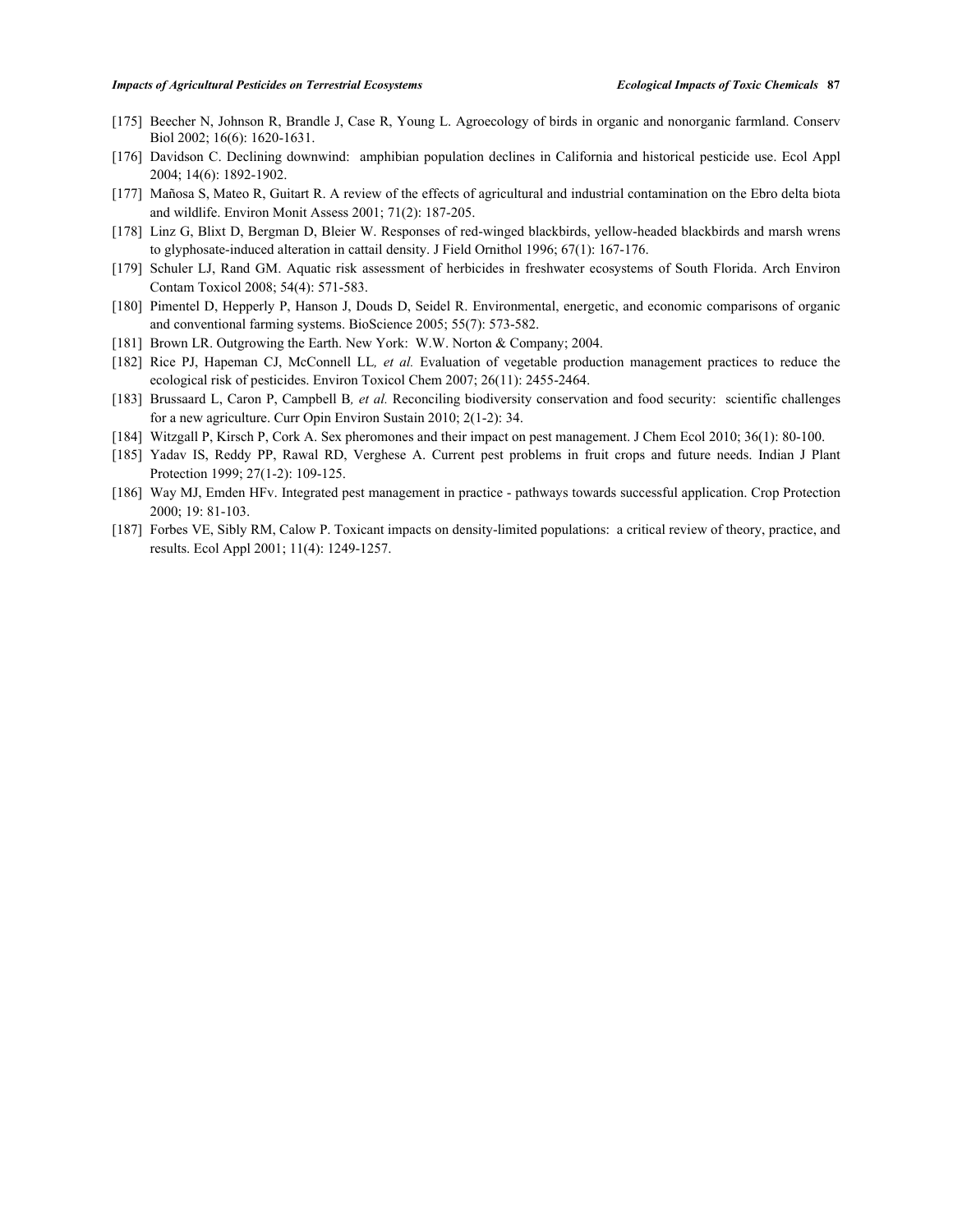[175] Beecher N, Johnson R, Brandle J, Case R, Young L. Agroecology of birds in organic and nonorganic farmland. Conserv Biol 2002; 16(6): 1620-1631.

[176] Davidson C. Declining downwind: amphibian population declines in California and historical pesticide use. Ecol Appl 2004; 14(6): 1892-1902.

[177] Mañosa S, Mateo R, Guitart R. A review of the effects of agricultural and industrial contamination on the Ebro delta biota and wildlife. Environ Monit Assess 2001; 71(2): 187-205.

[178] Linz G, Blixt D, Bergman D, Bleier W. Responses of red-winged blackbirds, yellow-headed blackbirds and marsh wrens to glyphosate-induced alteration in cattail density. J Field Ornithol 1996; 67(1): 167-176.

[179] Schuler LJ, Rand GM. Aquatic risk assessment of herbicides in freshwater ecosystems of South Florida. Arch Environ Contam Toxicol 2008; 54(4): 571-583.

[180] Pimentel D, Hepperly P, Hanson J, Douds D, Seidel R. Environmental, energetic, and economic comparisons of organic and conventional farming systems. BioScience 2005; 55(7): 573-582.

[181] Brown LR. Outgrowing the Earth. New York: W.W. Norton & Company; 2004.

[182] Rice PJ, Hapeman CJ, McConnell LL*, et al.* Evaluation of vegetable production management practices to reduce the ecological risk of pesticides. Environ Toxicol Chem 2007; 26(11): 2455-2464.

[183] Brussaard L, Caron P, Campbell B*, et al.* Reconciling biodiversity conservation and food security: scientific challenges for a new agriculture. Curr Opin Environ Sustain 2010; 2(1-2): 34.

[184] Witzgall P, Kirsch P, Cork A. Sex pheromones and their impact on pest management. J Chem Ecol 2010; 36(1): 80-100.

[185] Yadav IS, Reddy PP, Rawal RD, Verghese A. Current pest problems in fruit crops and future needs. Indian J Plant Protection 1999; 27(1-2): 109-125.

[186] Way MJ, Emden HFv. Integrated pest management in practice - pathways towards successful application. Crop Protection 2000; 19: 81-103.

[187] Forbes VE, Sibly RM, Calow P. Toxicant impacts on density-limited populations: a critical review of theory, practice, and results. Ecol Appl 2001; 11(4): 1249-1257.